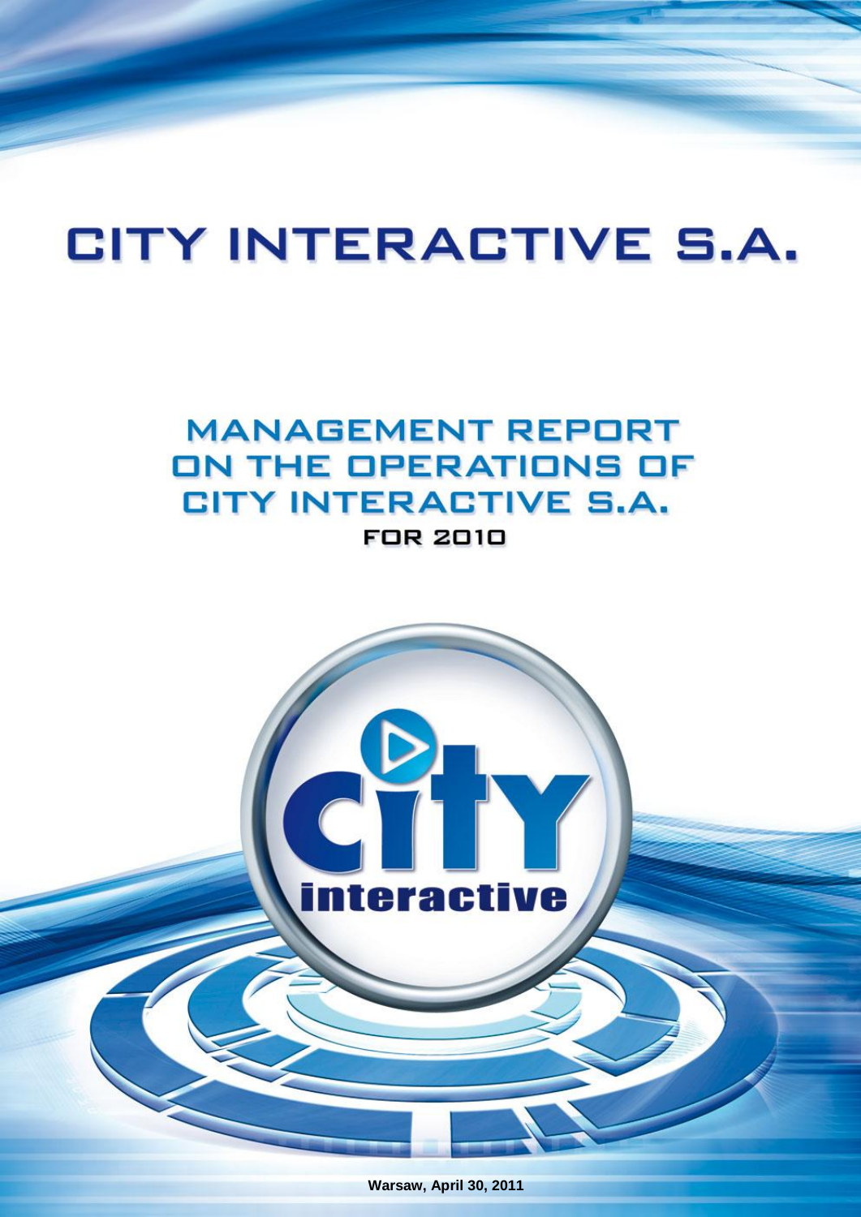# CITY INTERACTIVE S.A.

## MANAGEMENT REPORT ON THE OPERATIONS OF CITY INTERACTIVE S.A.

### FOR 2010

city interactive

Warsaw, April 30, 2011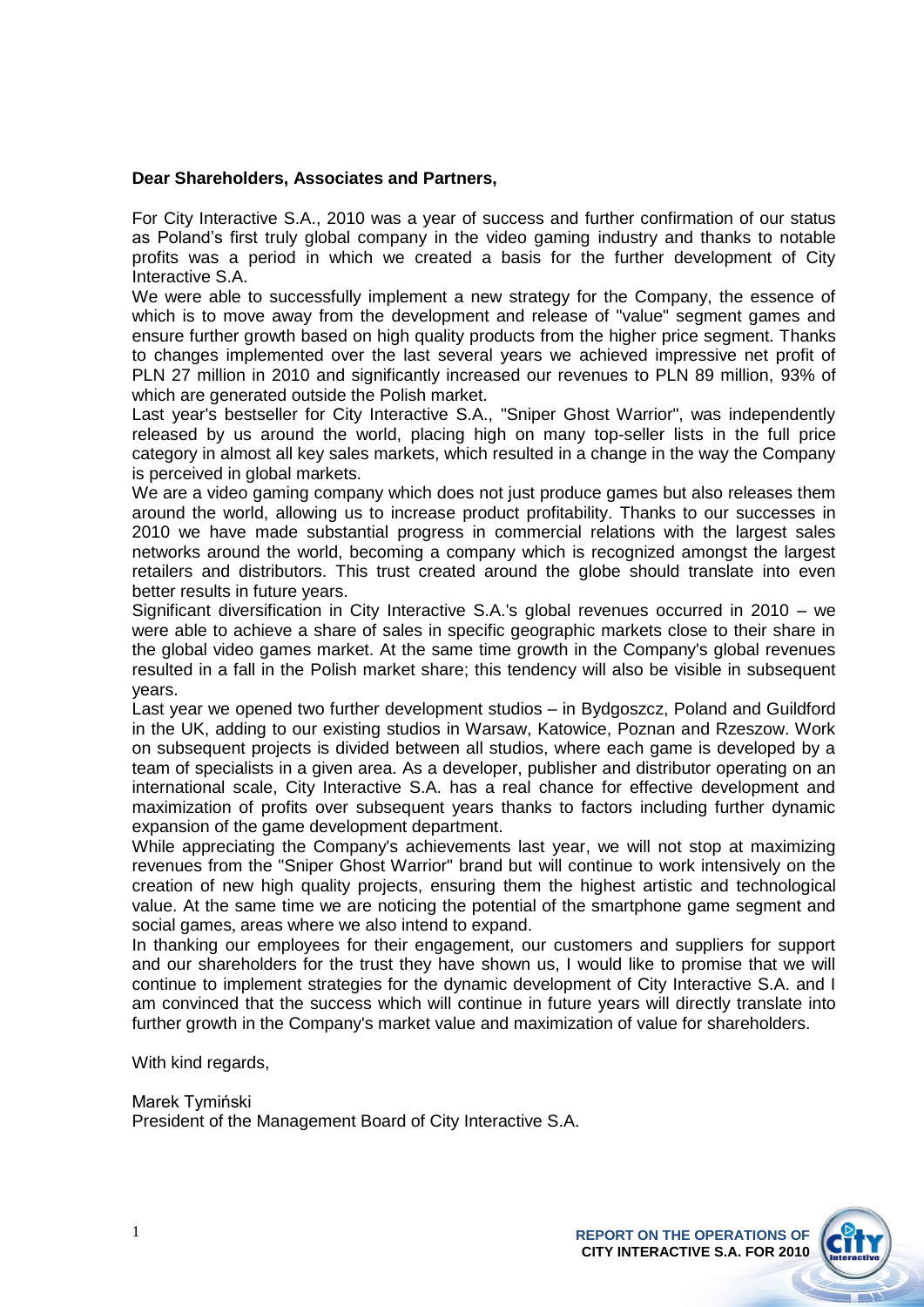**Dear Shareholders, Associates and Partners,**

For City Interactive S.A., 2010 was a year of success and further confirmation of our status as Poland's first truly global company in the video gaming industry and thanks to notable profits was a period in which we created a basis for the further development of City Interactive S.A.

We were able to successfully implement a new strategy for the Company, the essence of which is to move away from the development and release of "value" segment games and ensure further growth based on high quality products from the higher price segment. Thanks to changes implemented over the last several years we achieved impressive net profit of PLN 27 million in 2010 and significantly increased our revenues to PLN 89 million, 93% of which are generated outside the Polish market.

Last year's bestseller for City Interactive S.A., "Sniper Ghost Warrior", was independently released by us around the world, placing high on many top-seller lists in the full price category in almost all key sales markets, which resulted in a change in the way the Company is perceived in global markets.

We are a video gaming company which does not just produce games but also releases them around the world, allowing us to increase product profitability. Thanks to our successes in 2010 we have made substantial progress in commercial relations with the largest sales networks around the world, becoming a company which is recognized amongst the largest retailers and distributors. This trust created around the globe should translate into even better results in future years.

Significant diversification in City Interactive S.A.'s global revenues occurred in 2010 – we were able to achieve a share of sales in specific geographic markets close to their share in the global video games market. At the same time growth in the Company's global revenues resulted in a fall in the Polish market share; this tendency will also be visible in subsequent years.

Last year we opened two further development studios – in Bydgoszcz, Poland and Guildford in the UK, adding to our existing studios in Warsaw, Katowice, Poznan and Rzeszow. Work on subsequent projects is divided between all studios, where each game is developed by a team of specialists in a given area. As a developer, publisher and distributor operating on an international scale, City Interactive S.A. has a real chance for effective development and maximization of profits over subsequent years thanks to factors including further dynamic expansion of the game development department.

While appreciating the Company's achievements last year, we will not stop at maximizing revenues from the "Sniper Ghost Warrior" brand but will continue to work intensively on the creation of new high quality projects, ensuring them the highest artistic and technological value. At the same time we are noticing the potential of the smartphone game segment and social games, areas where we also intend to expand.

In thanking our employees for their engagement, our customers and suppliers for support and our shareholders for the trust they have shown us, I would like to promise that we will continue to implement strategies for the dynamic development of City Interactive S.A. and I am convinced that the success which will continue in future years will directly translate into further growth in the Company's market value and maximization of value for shareholders.

With kind regards,

Marek Tymiński
President of the Management Board of City Interactive S.A.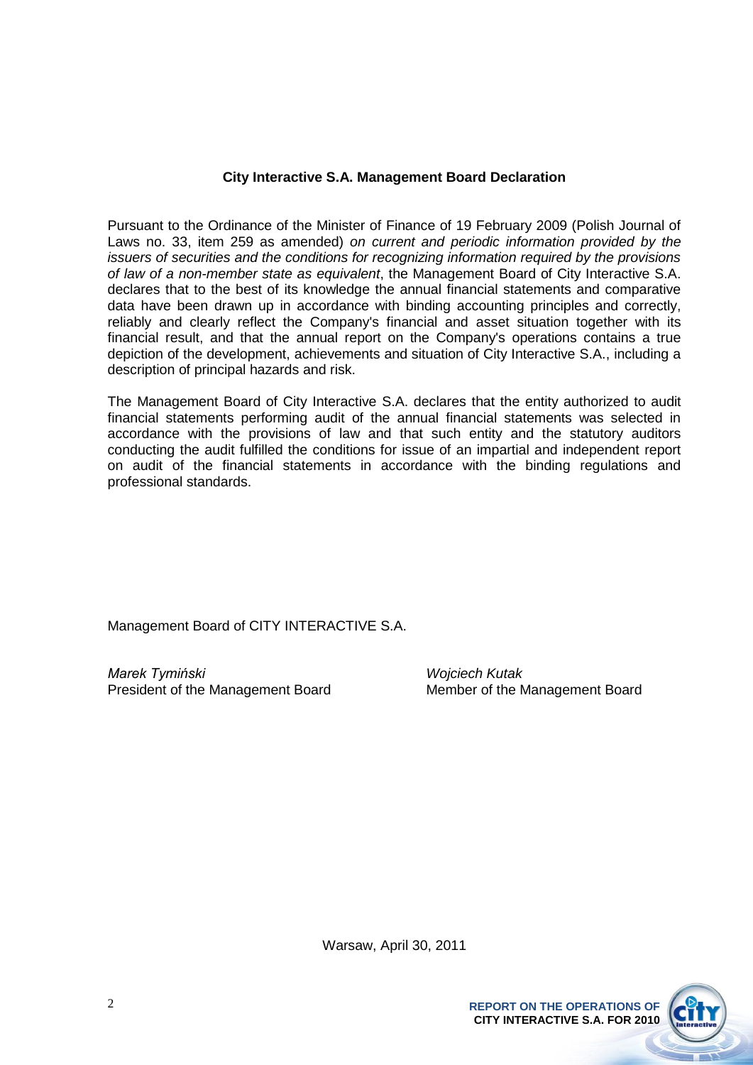**City Interactive S.A. Management Board Declaration**

Pursuant to the Ordinance of the Minister of Finance of 19 February 2009 (Polish Journal of Laws no. 33, item 259 as amended) *on current and periodic information provided by the issuers of securities and the conditions for recognizing information required by the provisions of law of a non-member state as equivalent*, the Management Board of City Interactive S.A. declares that to the best of its knowledge the annual financial statements and comparative data have been drawn up in accordance with binding accounting principles and correctly, reliably and clearly reflect the Company's financial and asset situation together with its financial result, and that the annual report on the Company's operations contains a true depiction of the development, achievements and situation of City Interactive S.A., including a description of principal hazards and risk.

The Management Board of City Interactive S.A. declares that the entity authorized to audit financial statements performing audit of the annual financial statements was selected in accordance with the provisions of law and that such entity and the statutory auditors conducting the audit fulfilled the conditions for issue of an impartial and independent report on audit of the financial statements in accordance with the binding regulations and professional standards.

Management Board of CITY INTERACTIVE S.A.

*Marek Tymiński*
President of the Management Board

*Wojciech Kutak*
Member of the Management Board

Warsaw, April 30, 2011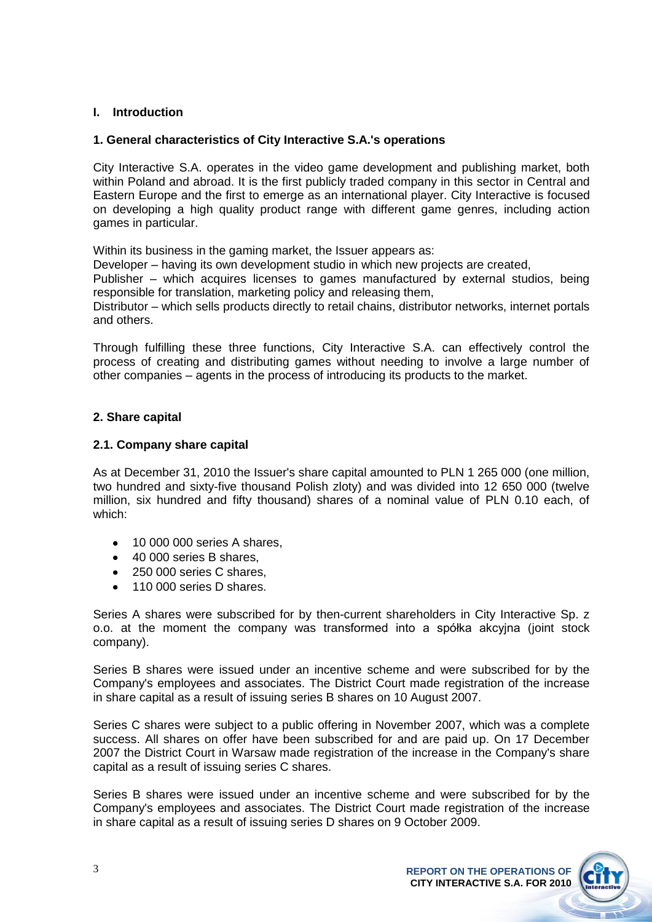## I. Introduction

### 1. General characteristics of City Interactive S.A.'s operations

City Interactive S.A. operates in the video game development and publishing market, both within Poland and abroad. It is the first publicly traded company in this sector in Central and Eastern Europe and the first to emerge as an international player. City Interactive is focused on developing a high quality product range with different game genres, including action games in particular.

Within its business in the gaming market, the Issuer appears as:

Developer – having its own development studio in which new projects are created,

Publisher – which acquires licenses to games manufactured by external studios, being responsible for translation, marketing policy and releasing them,

Distributor – which sells products directly to retail chains, distributor networks, internet portals and others.

Through fulfilling these three functions, City Interactive S.A. can effectively control the process of creating and distributing games without needing to involve a large number of other companies – agents in the process of introducing its products to the market.

### 2. Share capital

#### 2.1. Company share capital

As at December 31, 2010 the Issuer's share capital amounted to PLN 1 265 000 (one million, two hundred and sixty-five thousand Polish zloty) and was divided into 12 650 000 (twelve million, six hundred and fifty thousand) shares of a nominal value of PLN 0.10 each, of which:

- 10 000 000 series A shares,
- 40 000 series B shares,
- 250 000 series C shares,
- 110 000 series D shares.

Series A shares were subscribed for by then-current shareholders in City Interactive Sp. z o.o. at the moment the company was transformed into a spółka akcyjna (joint stock company).

Series B shares were issued under an incentive scheme and were subscribed for by the Company's employees and associates. The District Court made registration of the increase in share capital as a result of issuing series B shares on 10 August 2007.

Series C shares were subject to a public offering in November 2007, which was a complete success. All shares on offer have been subscribed for and are paid up. On 17 December 2007 the District Court in Warsaw made registration of the increase in the Company's share capital as a result of issuing series C shares.

Series B shares were issued under an incentive scheme and were subscribed for by the Company's employees and associates. The District Court made registration of the increase in share capital as a result of issuing series D shares on 9 October 2009.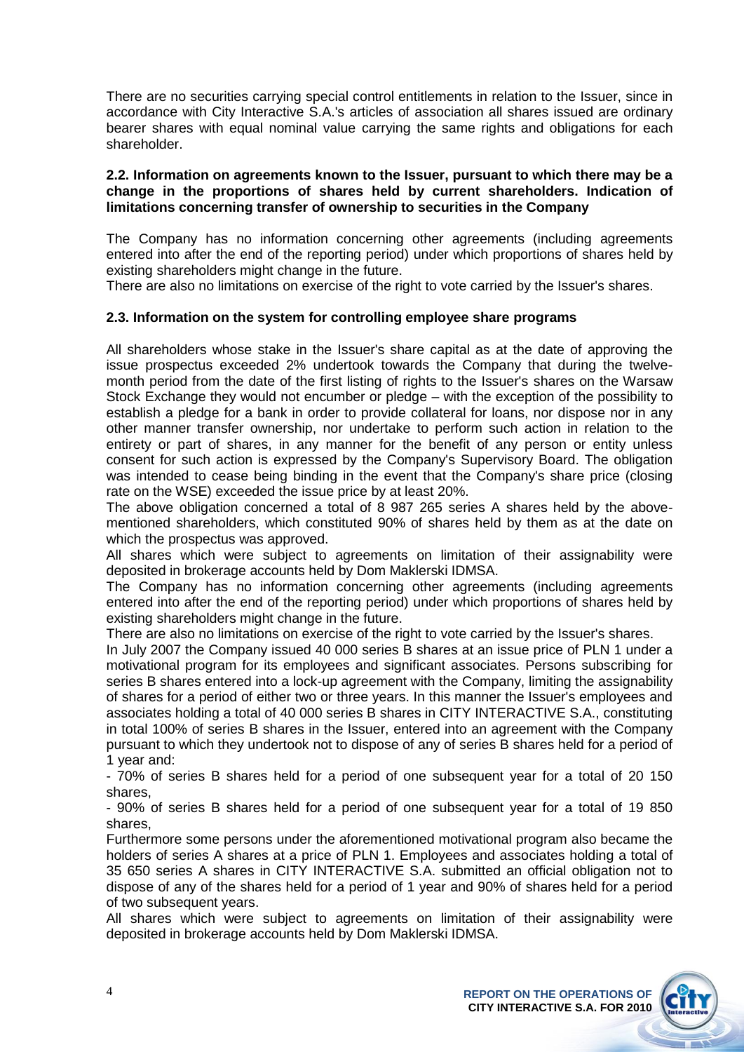There are no securities carrying special control entitlements in relation to the Issuer, since in accordance with City Interactive S.A.'s articles of association all shares issued are ordinary bearer shares with equal nominal value carrying the same rights and obligations for each shareholder.

### 2.2. Information on agreements known to the Issuer, pursuant to which there may be a change in the proportions of shares held by current shareholders. Indication of limitations concerning transfer of ownership to securities in the Company

The Company has no information concerning other agreements (including agreements entered into after the end of the reporting period) under which proportions of shares held by existing shareholders might change in the future.

There are also no limitations on exercise of the right to vote carried by the Issuer's shares.

### 2.3. Information on the system for controlling employee share programs

All shareholders whose stake in the Issuer's share capital as at the date of approving the issue prospectus exceeded 2% undertook towards the Company that during the twelve-month period from the date of the first listing of rights to the Issuer's shares on the Warsaw Stock Exchange they would not encumber or pledge – with the exception of the possibility to establish a pledge for a bank in order to provide collateral for loans, nor dispose nor in any other manner transfer ownership, nor undertake to perform such action in relation to the entirety or part of shares, in any manner for the benefit of any person or entity unless consent for such action is expressed by the Company's Supervisory Board. The obligation was intended to cease being binding in the event that the Company's share price (closing rate on the WSE) exceeded the issue price by at least 20%.

The above obligation concerned a total of 8 987 265 series A shares held by the above-mentioned shareholders, which constituted 90% of shares held by them as at the date on which the prospectus was approved.

All shares which were subject to agreements on limitation of their assignability were deposited in brokerage accounts held by Dom Maklerski IDMSA.

The Company has no information concerning other agreements (including agreements entered into after the end of the reporting period) under which proportions of shares held by existing shareholders might change in the future.

There are also no limitations on exercise of the right to vote carried by the Issuer's shares.

In July 2007 the Company issued 40 000 series B shares at an issue price of PLN 1 under a motivational program for its employees and significant associates. Persons subscribing for series B shares entered into a lock-up agreement with the Company, limiting the assignability of shares for a period of either two or three years. In this manner the Issuer's employees and associates holding a total of 40 000 series B shares in CITY INTERACTIVE S.A., constituting in total 100% of series B shares in the Issuer, entered into an agreement with the Company pursuant to which they undertook not to dispose of any of series B shares held for a period of 1 year and:

- 70% of series B shares held for a period of one subsequent year for a total of 20 150 shares,
- 90% of series B shares held for a period of one subsequent year for a total of 19 850 shares,

Furthermore some persons under the aforementioned motivational program also became the holders of series A shares at a price of PLN 1. Employees and associates holding a total of 35 650 series A shares in CITY INTERACTIVE S.A. submitted an official obligation not to dispose of any of the shares held for a period of 1 year and 90% of shares held for a period of two subsequent years.

All shares which were subject to agreements on limitation of their assignability were deposited in brokerage accounts held by Dom Maklerski IDMSA.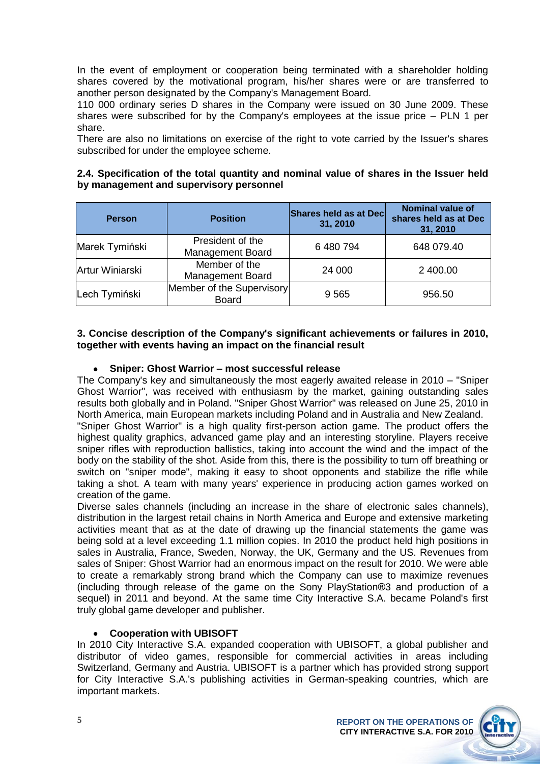In the event of employment or cooperation being terminated with a shareholder holding shares covered by the motivational program, his/her shares were or are transferred to another person designated by the Company's Management Board.

110 000 ordinary series D shares in the Company were issued on 30 June 2009. These shares were subscribed for by the Company's employees at the issue price – PLN 1 per share.

There are also no limitations on exercise of the right to vote carried by the Issuer's shares subscribed for under the employee scheme.

### 2.4. Specification of the total quantity and nominal value of shares in the Issuer held by management and supervisory personnel

| Person | Position | Shares held as at Dec 31, 2010 | Nominal value of shares held as at Dec 31, 2010 |
|---|---|---|---|
| Marek Tymiński | President of the Management Board | 6 480 794 | 648 079.40 |
| Artur Winiarski | Member of the Management Board | 24 000 | 2 400.00 |
| Lech Tymiński | Member of the Supervisory Board | 9 565 | 956.50 |

### 3. Concise description of the Company's significant achievements or failures in 2010, together with events having an impact on the financial result

- **Sniper: Ghost Warrior – most successful release**

The Company's key and simultaneously the most eagerly awaited release in 2010 – "Sniper Ghost Warrior", was received with enthusiasm by the market, gaining outstanding sales results both globally and in Poland. "Sniper Ghost Warrior" was released on June 25, 2010 in North America, main European markets including Poland and in Australia and New Zealand.

"Sniper Ghost Warrior" is a high quality first-person action game. The product offers the highest quality graphics, advanced game play and an interesting storyline. Players receive sniper rifles with reproduction ballistics, taking into account the wind and the impact of the body on the stability of the shot. Aside from this, there is the possibility to turn off breathing or switch on "sniper mode", making it easy to shoot opponents and stabilize the rifle while taking a shot. A team with many years' experience in producing action games worked on creation of the game.

Diverse sales channels (including an increase in the share of electronic sales channels), distribution in the largest retail chains in North America and Europe and extensive marketing activities meant that as at the date of drawing up the financial statements the game was being sold at a level exceeding 1.1 million copies. In 2010 the product held high positions in sales in Australia, France, Sweden, Norway, the UK, Germany and the US. Revenues from sales of Sniper: Ghost Warrior had an enormous impact on the result for 2010. We were able to create a remarkably strong brand which the Company can use to maximize revenues (including through release of the game on the Sony PlayStation®3 and production of a sequel) in 2011 and beyond. At the same time City Interactive S.A. became Poland's first truly global game developer and publisher.

- **Cooperation with UBISOFT**

In 2010 City Interactive S.A. expanded cooperation with UBISOFT, a global publisher and distributor of video games, responsible for commercial activities in areas including Switzerland, Germany and Austria. UBISOFT is a partner which has provided strong support for City Interactive S.A.'s publishing activities in German-speaking countries, which are important markets.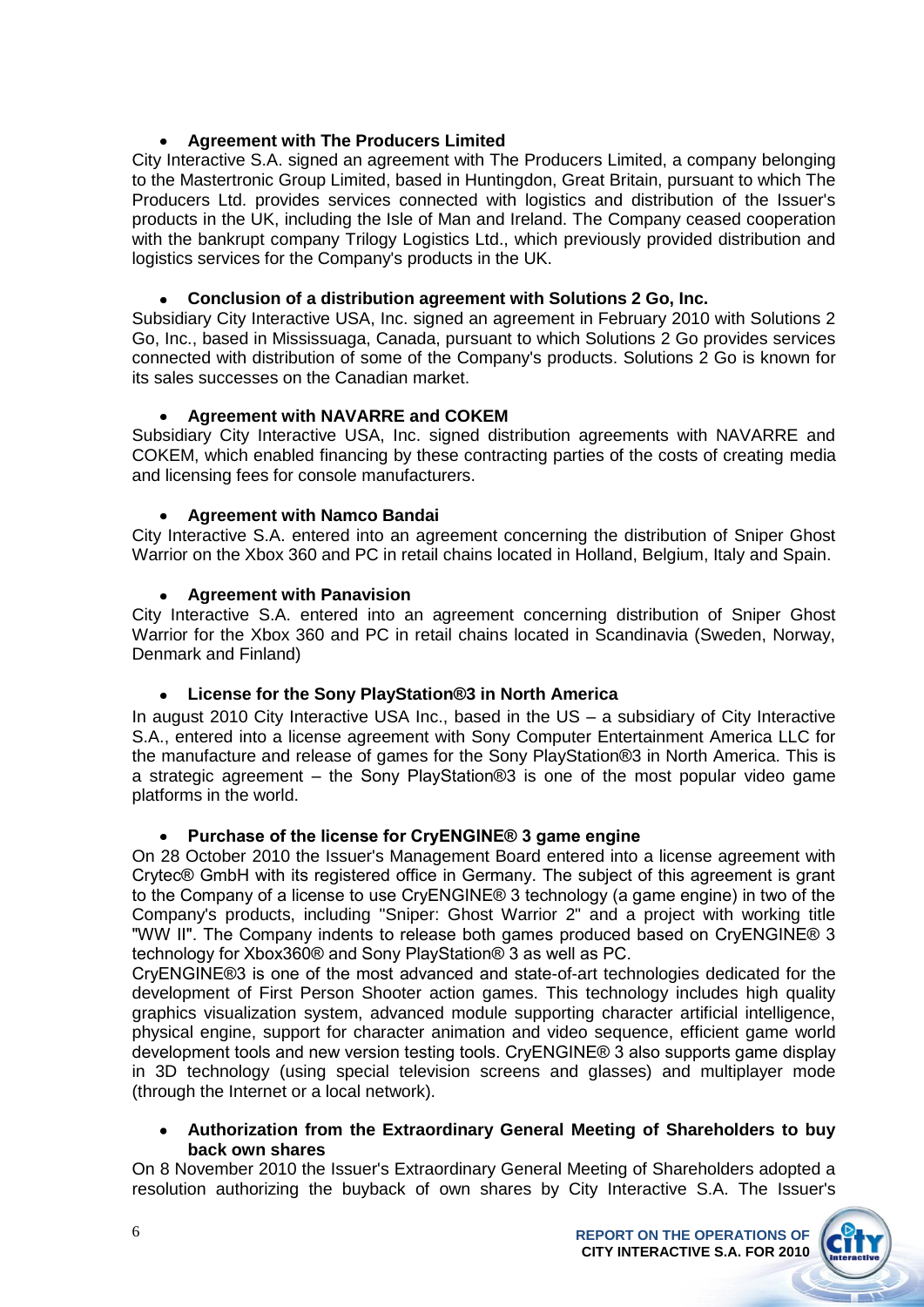- **Agreement with The Producers Limited**

City Interactive S.A. signed an agreement with The Producers Limited, a company belonging to the Mastertronic Group Limited, based in Huntingdon, Great Britain, pursuant to which The Producers Ltd. provides services connected with logistics and distribution of the Issuer's products in the UK, including the Isle of Man and Ireland. The Company ceased cooperation with the bankrupt company Trilogy Logistics Ltd., which previously provided distribution and logistics services for the Company's products in the UK.

- **Conclusion of a distribution agreement with Solutions 2 Go, Inc.**

Subsidiary City Interactive USA, Inc. signed an agreement in February 2010 with Solutions 2 Go, Inc., based in Mississuaga, Canada, pursuant to which Solutions 2 Go provides services connected with distribution of some of the Company's products. Solutions 2 Go is known for its sales successes on the Canadian market.

- **Agreement with NAVARRE and COKEM**

Subsidiary City Interactive USA, Inc. signed distribution agreements with NAVARRE and COKEM, which enabled financing by these contracting parties of the costs of creating media and licensing fees for console manufacturers.

- **Agreement with Namco Bandai**

City Interactive S.A. entered into an agreement concerning the distribution of Sniper Ghost Warrior on the Xbox 360 and PC in retail chains located in Holland, Belgium, Italy and Spain.

- **Agreement with Panavision**

City Interactive S.A. entered into an agreement concerning distribution of Sniper Ghost Warrior for the Xbox 360 and PC in retail chains located in Scandinavia (Sweden, Norway, Denmark and Finland)

- **License for the Sony PlayStation®3 in North America**

In august 2010 City Interactive USA Inc., based in the US – a subsidiary of City Interactive S.A., entered into a license agreement with Sony Computer Entertainment America LLC for the manufacture and release of games for the Sony PlayStation®3 in North America. This is a strategic agreement – the Sony PlayStation®3 is one of the most popular video game platforms in the world.

- **Purchase of the license for CryENGINE® 3 game engine**

On 28 October 2010 the Issuer's Management Board entered into a license agreement with Crytec® GmbH with its registered office in Germany. The subject of this agreement is grant to the Company of a license to use CryENGINE® 3 technology (a game engine) in two of the Company's products, including "Sniper: Ghost Warrior 2" and a project with working title "WW II". The Company indents to release both games produced based on CryENGINE® 3 technology for Xbox360® and Sony PlayStation® 3 as well as PC.

CryENGINE®3 is one of the most advanced and state-of-art technologies dedicated for the development of First Person Shooter action games. This technology includes high quality graphics visualization system, advanced module supporting character artificial intelligence, physical engine, support for character animation and video sequence, efficient game world development tools and new version testing tools. CryENGINE® 3 also supports game display in 3D technology (using special television screens and glasses) and multiplayer mode (through the Internet or a local network).

- **Authorization from the Extraordinary General Meeting of Shareholders to buy back own shares**

On 8 November 2010 the Issuer's Extraordinary General Meeting of Shareholders adopted a resolution authorizing the buyback of own shares by City Interactive S.A. The Issuer's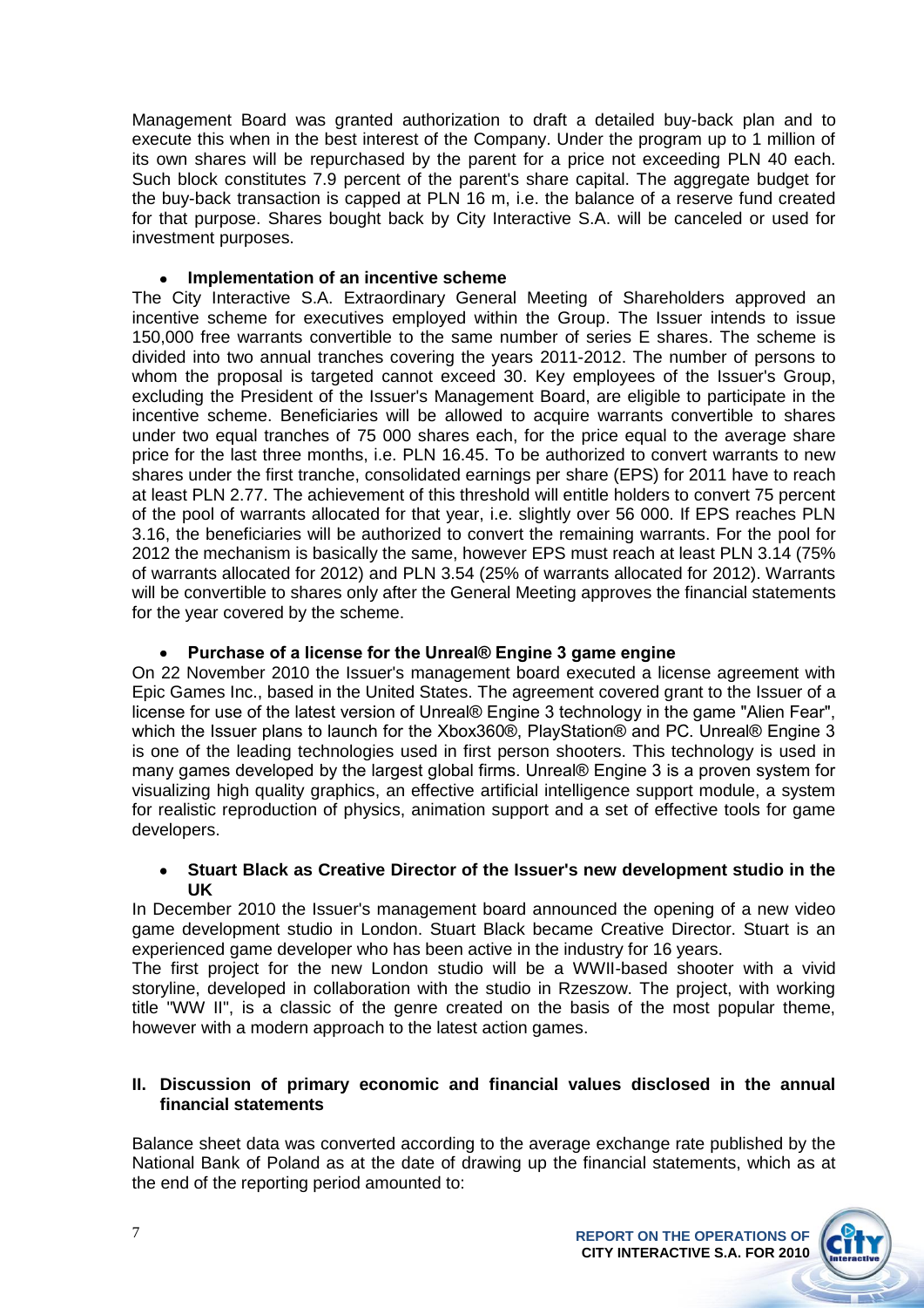Management Board was granted authorization to draft a detailed buy-back plan and to execute this when in the best interest of the Company. Under the program up to 1 million of its own shares will be repurchased by the parent for a price not exceeding PLN 40 each. Such block constitutes 7.9 percent of the parent's share capital. The aggregate budget for the buy-back transaction is capped at PLN 16 m, i.e. the balance of a reserve fund created for that purpose. Shares bought back by City Interactive S.A. will be canceled or used for investment purposes.

- **Implementation of an incentive scheme**

The City Interactive S.A. Extraordinary General Meeting of Shareholders approved an incentive scheme for executives employed within the Group. The Issuer intends to issue 150,000 free warrants convertible to the same number of series E shares. The scheme is divided into two annual tranches covering the years 2011-2012. The number of persons to whom the proposal is targeted cannot exceed 30. Key employees of the Issuer's Group, excluding the President of the Issuer's Management Board, are eligible to participate in the incentive scheme. Beneficiaries will be allowed to acquire warrants convertible to shares under two equal tranches of 75 000 shares each, for the price equal to the average share price for the last three months, i.e. PLN 16.45. To be authorized to convert warrants to new shares under the first tranche, consolidated earnings per share (EPS) for 2011 have to reach at least PLN 2.77. The achievement of this threshold will entitle holders to convert 75 percent of the pool of warrants allocated for that year, i.e. slightly over 56 000. If EPS reaches PLN 3.16, the beneficiaries will be authorized to convert the remaining warrants. For the pool for 2012 the mechanism is basically the same, however EPS must reach at least PLN 3.14 (75% of warrants allocated for 2012) and PLN 3.54 (25% of warrants allocated for 2012). Warrants will be convertible to shares only after the General Meeting approves the financial statements for the year covered by the scheme.

- **Purchase of a license for the Unreal® Engine 3 game engine**

On 22 November 2010 the Issuer's management board executed a license agreement with Epic Games Inc., based in the United States. The agreement covered grant to the Issuer of a license for use of the latest version of Unreal® Engine 3 technology in the game "Alien Fear", which the Issuer plans to launch for the Xbox360®, PlayStation® and PC. Unreal® Engine 3 is one of the leading technologies used in first person shooters. This technology is used in many games developed by the largest global firms. Unreal® Engine 3 is a proven system for visualizing high quality graphics, an effective artificial intelligence support module, a system for realistic reproduction of physics, animation support and a set of effective tools for game developers.

- **Stuart Black as Creative Director of the Issuer's new development studio in the UK**

In December 2010 the Issuer's management board announced the opening of a new video game development studio in London. Stuart Black became Creative Director. Stuart is an experienced game developer who has been active in the industry for 16 years.

The first project for the new London studio will be a WWII-based shooter with a vivid storyline, developed in collaboration with the studio in Rzeszow. The project, with working title "WW II", is a classic of the genre created on the basis of the most popular theme, however with a modern approach to the latest action games.

## II. Discussion of primary economic and financial values disclosed in the annual financial statements

Balance sheet data was converted according to the average exchange rate published by the National Bank of Poland as at the date of drawing up the financial statements, which as at the end of the reporting period amounted to: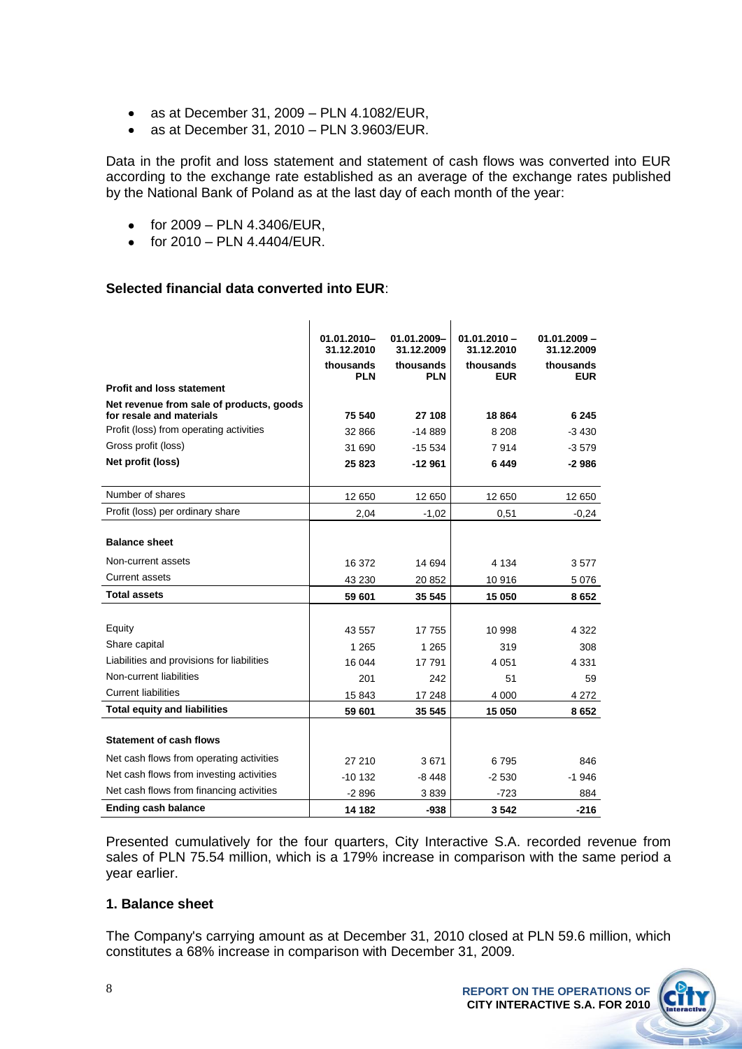- as at December 31, 2009 – PLN 4.1082/EUR,
- as at December 31, 2010 – PLN 3.9603/EUR.

Data in the profit and loss statement and statement of cash flows was converted into EUR according to the exchange rate established as an average of the exchange rates published by the National Bank of Poland as at the last day of each month of the year:

- for 2009 – PLN 4.3406/EUR,
- for 2010 – PLN 4.4404/EUR.

**Selected financial data converted into EUR**:

| | 01.01.2010–31.12.2010 thousands PLN | 01.01.2009–31.12.2009 thousands PLN | 01.01.2010 – 31.12.2010 thousands EUR | 01.01.2009 – 31.12.2009 thousands EUR |
|---|---|---|---|---|
| **Profit and loss statement** | | | | |
| **Net revenue from sale of products, goods for resale and materials** | **75 540** | **27 108** | **18 864** | **6 245** |
| Profit (loss) from operating activities | 32 866 | -14 889 | 8 208 | -3 430 |
| Gross profit (loss) | 31 690 | -15 534 | 7 914 | -3 579 |
| **Net profit (loss)** | **25 823** | **-12 961** | **6 449** | **-2 986** |
| Number of shares | 12 650 | 12 650 | 12 650 | 12 650 |
| Profit (loss) per ordinary share | 2,04 | -1,02 | 0,51 | -0,24 |
| **Balance sheet** | | | | |
| Non-current assets | 16 372 | 14 694 | 4 134 | 3 577 |
| Current assets | 43 230 | 20 852 | 10 916 | 5 076 |
| **Total assets** | **59 601** | **35 545** | **15 050** | **8 652** |
| Equity | 43 557 | 17 755 | 10 998 | 4 322 |
| Share capital | 1 265 | 1 265 | 319 | 308 |
| Liabilities and provisions for liabilities | 16 044 | 17 791 | 4 051 | 4 331 |
| Non-current liabilities | 201 | 242 | 51 | 59 |
| Current liabilities | 15 843 | 17 248 | 4 000 | 4 272 |
| **Total equity and liabilities** | **59 601** | **35 545** | **15 050** | **8 652** |
| **Statement of cash flows** | | | | |
| Net cash flows from operating activities | 27 210 | 3 671 | 6 795 | 846 |
| Net cash flows from investing activities | -10 132 | -8 448 | -2 530 | -1 946 |
| Net cash flows from financing activities | -2 896 | 3 839 | -723 | 884 |
| **Ending cash balance** | **14 182** | **-938** | **3 542** | **-216** |

Presented cumulatively for the four quarters, City Interactive S.A. recorded revenue from sales of PLN 75.54 million, which is a 179% increase in comparison with the same period a year earlier.

## 1. Balance sheet

The Company's carrying amount as at December 31, 2010 closed at PLN 59.6 million, which constitutes a 68% increase in comparison with December 31, 2009.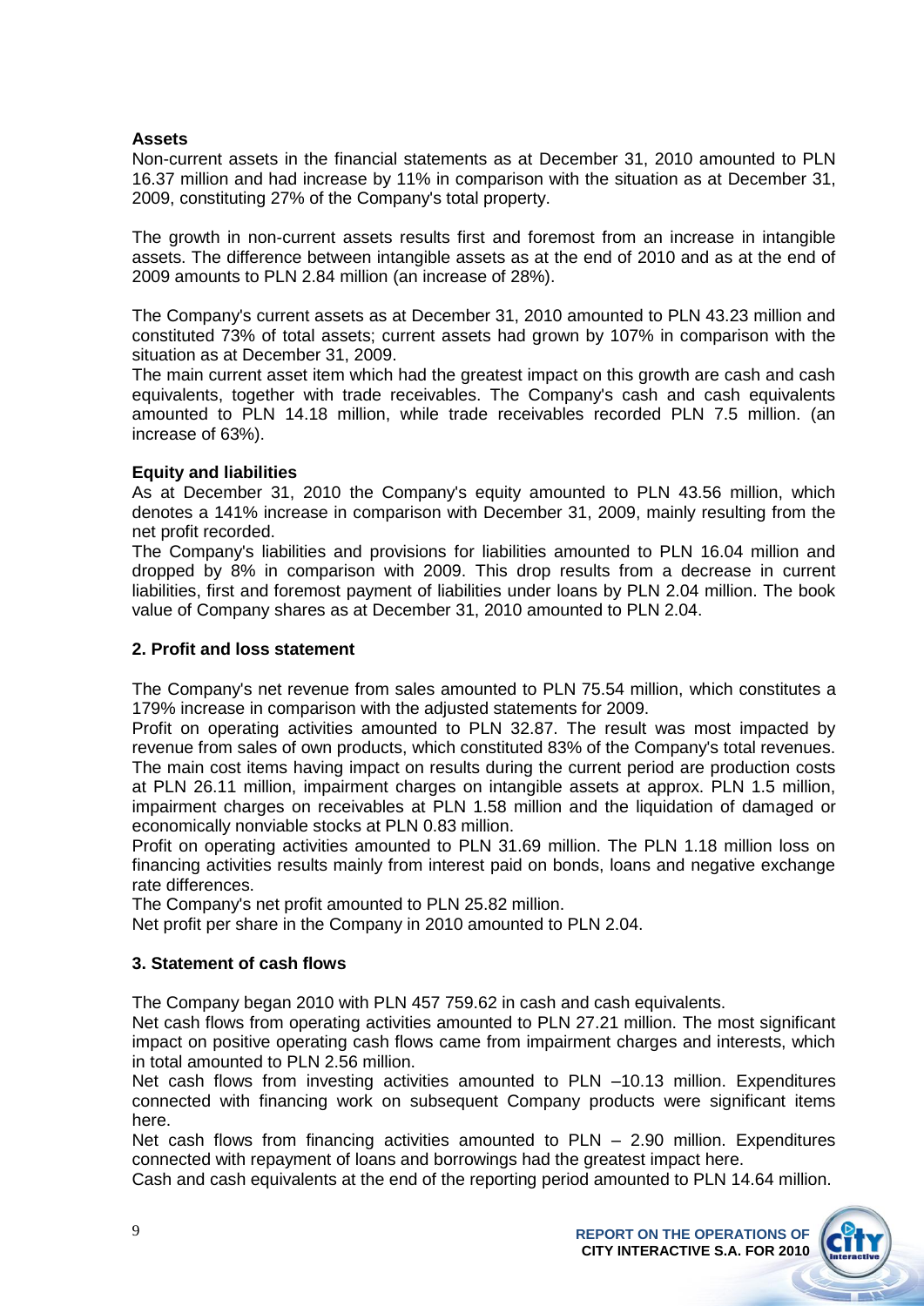**Assets**

Non-current assets in the financial statements as at December 31, 2010 amounted to PLN 16.37 million and had increase by 11% in comparison with the situation as at December 31, 2009, constituting 27% of the Company's total property.

The growth in non-current assets results first and foremost from an increase in intangible assets. The difference between intangible assets as at the end of 2010 and as at the end of 2009 amounts to PLN 2.84 million (an increase of 28%).

The Company's current assets as at December 31, 2010 amounted to PLN 43.23 million and constituted 73% of total assets; current assets had grown by 107% in comparison with the situation as at December 31, 2009.

The main current asset item which had the greatest impact on this growth are cash and cash equivalents, together with trade receivables. The Company's cash and cash equivalents amounted to PLN 14.18 million, while trade receivables recorded PLN 7.5 million. (an increase of 63%).

**Equity and liabilities**

As at December 31, 2010 the Company's equity amounted to PLN 43.56 million, which denotes a 141% increase in comparison with December 31, 2009, mainly resulting from the net profit recorded.

The Company's liabilities and provisions for liabilities amounted to PLN 16.04 million and dropped by 8% in comparison with 2009. This drop results from a decrease in current liabilities, first and foremost payment of liabilities under loans by PLN 2.04 million. The book value of Company shares as at December 31, 2010 amounted to PLN 2.04.

**2. Profit and loss statement**

The Company's net revenue from sales amounted to PLN 75.54 million, which constitutes a 179% increase in comparison with the adjusted statements for 2009.

Profit on operating activities amounted to PLN 32.87. The result was most impacted by revenue from sales of own products, which constituted 83% of the Company's total revenues. The main cost items having impact on results during the current period are production costs at PLN 26.11 million, impairment charges on intangible assets at approx. PLN 1.5 million, impairment charges on receivables at PLN 1.58 million and the liquidation of damaged or economically nonviable stocks at PLN 0.83 million.

Profit on operating activities amounted to PLN 31.69 million. The PLN 1.18 million loss on financing activities results mainly from interest paid on bonds, loans and negative exchange rate differences.

The Company's net profit amounted to PLN 25.82 million.

Net profit per share in the Company in 2010 amounted to PLN 2.04.

**3. Statement of cash flows**

The Company began 2010 with PLN 457 759.62 in cash and cash equivalents.

Net cash flows from operating activities amounted to PLN 27.21 million. The most significant impact on positive operating cash flows came from impairment charges and interests, which in total amounted to PLN 2.56 million.

Net cash flows from investing activities amounted to PLN –10.13 million. Expenditures connected with financing work on subsequent Company products were significant items here.

Net cash flows from financing activities amounted to PLN – 2.90 million. Expenditures connected with repayment of loans and borrowings had the greatest impact here.

Cash and cash equivalents at the end of the reporting period amounted to PLN 14.64 million.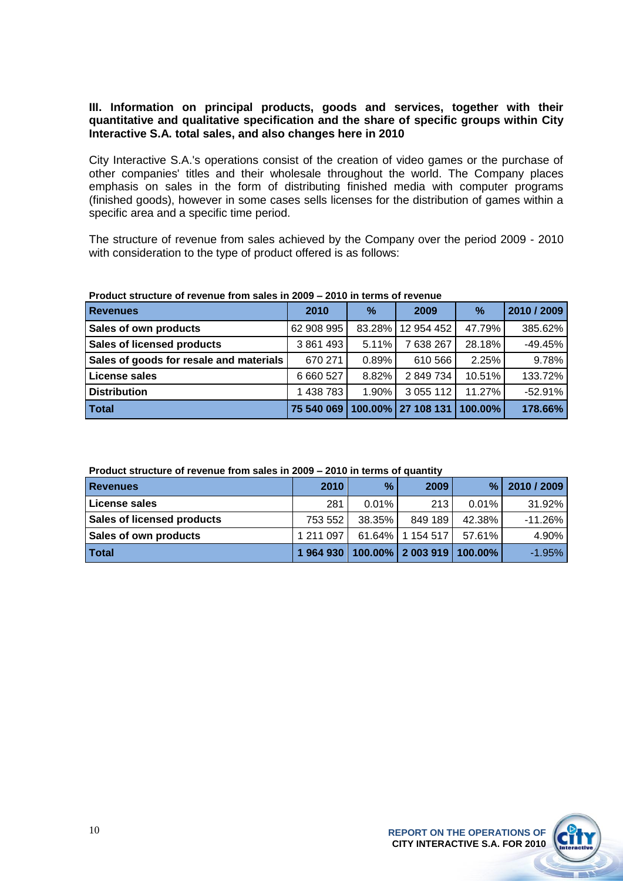### III. Information on principal products, goods and services, together with their quantitative and qualitative specification and the share of specific groups within City Interactive S.A. total sales, and also changes here in 2010

City Interactive S.A.'s operations consist of the creation of video games or the purchase of other companies' titles and their wholesale throughout the world. The Company places emphasis on sales in the form of distributing finished media with computer programs (finished goods), however in some cases sells licenses for the distribution of games within a specific area and a specific time period.

The structure of revenue from sales achieved by the Company over the period 2009 - 2010 with consideration to the type of product offered is as follows:

**Product structure of revenue from sales in 2009 – 2010 in terms of revenue**

| Revenues | 2010 | % | 2009 | % | 2010 / 2009 |
|---|---|---|---|---|---|
| Sales of own products | 62 908 995 | 83.28% | 12 954 452 | 47.79% | 385.62% |
| Sales of licensed products | 3 861 493 | 5.11% | 7 638 267 | 28.18% | -49.45% |
| Sales of goods for resale and materials | 670 271 | 0.89% | 610 566 | 2.25% | 9.78% |
| License sales | 6 660 527 | 8.82% | 2 849 734 | 10.51% | 133.72% |
| Distribution | 1 438 783 | 1.90% | 3 055 112 | 11.27% | -52.91% |
| **Total** | **75 540 069** | **100.00%** | **27 108 131** | **100.00%** | **178.66%** |

**Product structure of revenue from sales in 2009 – 2010 in terms of quantity**

| Revenues | 2010 | % | 2009 | % | 2010 / 2009 |
|---|---|---|---|---|---|
| License sales | 281 | 0.01% | 213 | 0.01% | 31.92% |
| Sales of licensed products | 753 552 | 38.35% | 849 189 | 42.38% | -11.26% |
| Sales of own products | 1 211 097 | 61.64% | 1 154 517 | 57.61% | 4.90% |
| **Total** | **1 964 930** | **100.00%** | **2 003 919** | **100.00%** | -1.95% |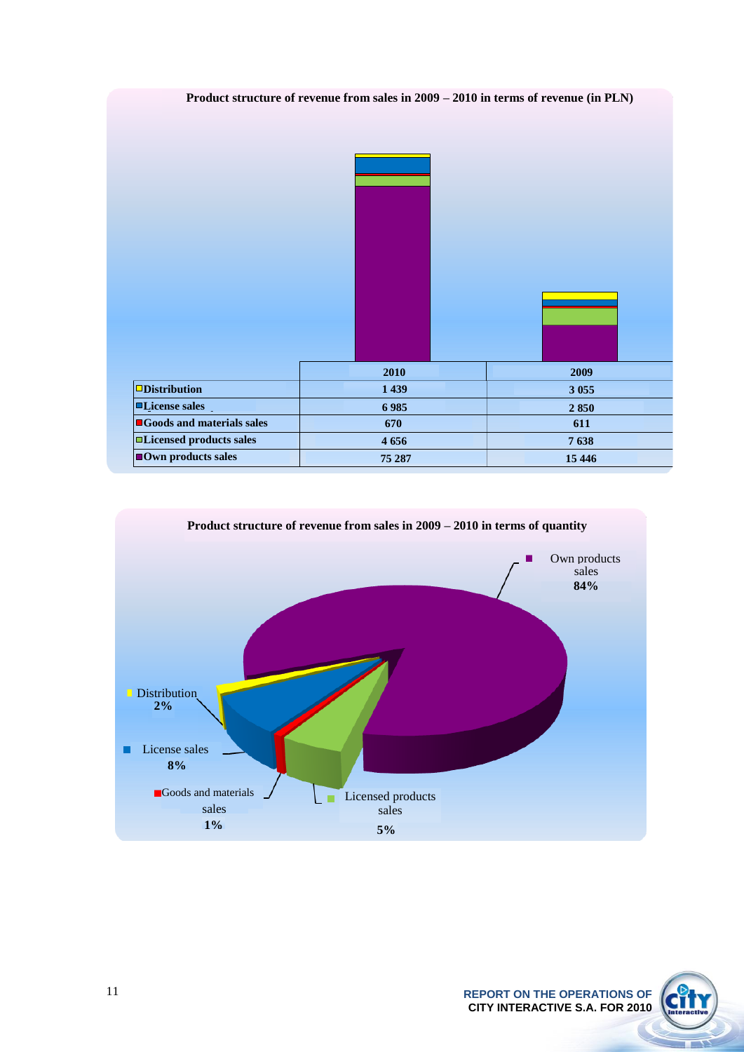**Product structure of revenue from sales in 2009 – 2010 in terms of revenue (in PLN)**

| | 2010 | 2009 |
|---|---|---|
| Distribution | 1 439 | 3 055 |
| License sales | 6 985 | 2 850 |
| Goods and materials sales | 670 | 611 |
| Licensed products sales | 4 656 | 7 638 |
| Own products sales | 75 287 | 15 446 |

**Product structure of revenue from sales in 2009 – 2010 in terms of quantity**

- Own products sales **84%**
- Distribution **2%**
- License sales **8%**
- Goods and materials sales **1%**
- Licensed products sales **5%**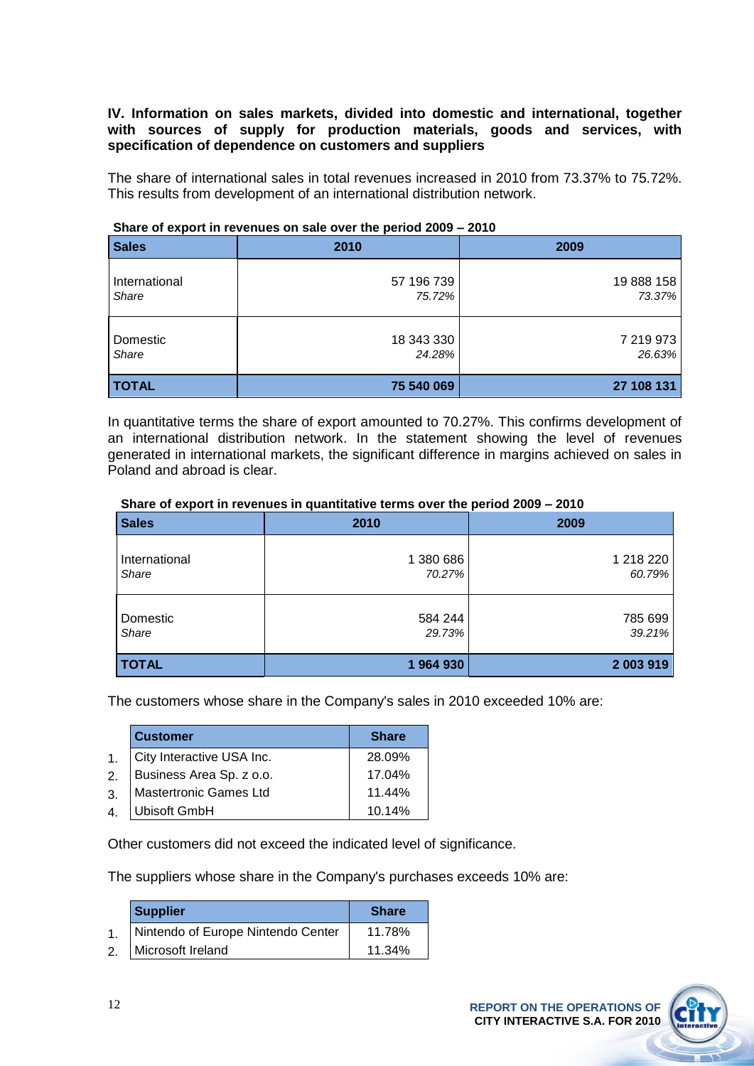**IV. Information on sales markets, divided into domestic and international, together with sources of supply for production materials, goods and services, with specification of dependence on customers and suppliers**

The share of international sales in total revenues increased in 2010 from 73.37% to 75.72%. This results from development of an international distribution network.

**Share of export in revenues on sale over the period 2009 – 2010**

| Sales | 2010 | 2009 |
|---|---|---|
| International<br>*Share* | 57 196 739<br>*75.72%* | 19 888 158<br>*73.37%* |
| Domestic<br>*Share* | 18 343 330<br>*24.28%* | 7 219 973<br>*26.63%* |
| **TOTAL** | **75 540 069** | **27 108 131** |

In quantitative terms the share of export amounted to 70.27%. This confirms development of an international distribution network. In the statement showing the level of revenues generated in international markets, the significant difference in margins achieved on sales in Poland and abroad is clear.

**Share of export in revenues in quantitative terms over the period 2009 – 2010**

| Sales | 2010 | 2009 |
|---|---|---|
| International<br>*Share* | 1 380 686<br>*70.27%* | 1 218 220<br>*60.79%* |
| Domestic<br>*Share* | 584 244<br>*29.73%* | 785 699<br>*39.21%* |
| **TOTAL** | **1 964 930** | **2 003 919** |

The customers whose share in the Company's sales in 2010 exceeded 10% are:

| | Customer | Share |
|---|---|---|
| 1. | City Interactive USA Inc. | 28.09% |
| 2. | Business Area Sp. z o.o. | 17.04% |
| 3. | Mastertronic Games Ltd | 11.44% |
| 4. | Ubisoft GmbH | 10.14% |

Other customers did not exceed the indicated level of significance.

The suppliers whose share in the Company's purchases exceeds 10% are:

| | Supplier | Share |
|---|---|---|
| 1. | Nintendo of Europe Nintendo Center | 11.78% |
| 2. | Microsoft Ireland | 11.34% |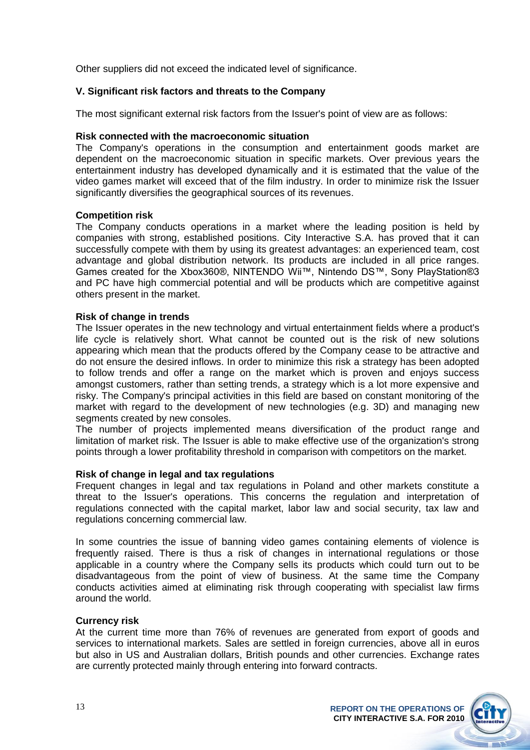Other suppliers did not exceed the indicated level of significance.

## V. Significant risk factors and threats to the Company

The most significant external risk factors from the Issuer's point of view are as follows:

**Risk connected with the macroeconomic situation**

The Company's operations in the consumption and entertainment goods market are dependent on the macroeconomic situation in specific markets. Over previous years the entertainment industry has developed dynamically and it is estimated that the value of the video games market will exceed that of the film industry. In order to minimize risk the Issuer significantly diversifies the geographical sources of its revenues.

**Competition risk**

The Company conducts operations in a market where the leading position is held by companies with strong, established positions. City Interactive S.A. has proved that it can successfully compete with them by using its greatest advantages: an experienced team, cost advantage and global distribution network. Its products are included in all price ranges. Games created for the Xbox360®, NINTENDO Wii™, Nintendo DS™, Sony PlayStation®3 and PC have high commercial potential and will be products which are competitive against others present in the market.

**Risk of change in trends**

The Issuer operates in the new technology and virtual entertainment fields where a product's life cycle is relatively short. What cannot be counted out is the risk of new solutions appearing which mean that the products offered by the Company cease to be attractive and do not ensure the desired inflows. In order to minimize this risk a strategy has been adopted to follow trends and offer a range on the market which is proven and enjoys success amongst customers, rather than setting trends, a strategy which is a lot more expensive and risky. The Company's principal activities in this field are based on constant monitoring of the market with regard to the development of new technologies (e.g. 3D) and managing new segments created by new consoles.

The number of projects implemented means diversification of the product range and limitation of market risk. The Issuer is able to make effective use of the organization's strong points through a lower profitability threshold in comparison with competitors on the market.

**Risk of change in legal and tax regulations**

Frequent changes in legal and tax regulations in Poland and other markets constitute a threat to the Issuer's operations. This concerns the regulation and interpretation of regulations connected with the capital market, labor law and social security, tax law and regulations concerning commercial law.

In some countries the issue of banning video games containing elements of violence is frequently raised. There is thus a risk of changes in international regulations or those applicable in a country where the Company sells its products which could turn out to be disadvantageous from the point of view of business. At the same time the Company conducts activities aimed at eliminating risk through cooperating with specialist law firms around the world.

**Currency risk**

At the current time more than 76% of revenues are generated from export of goods and services to international markets. Sales are settled in foreign currencies, above all in euros but also in US and Australian dollars, British pounds and other currencies. Exchange rates are currently protected mainly through entering into forward contracts.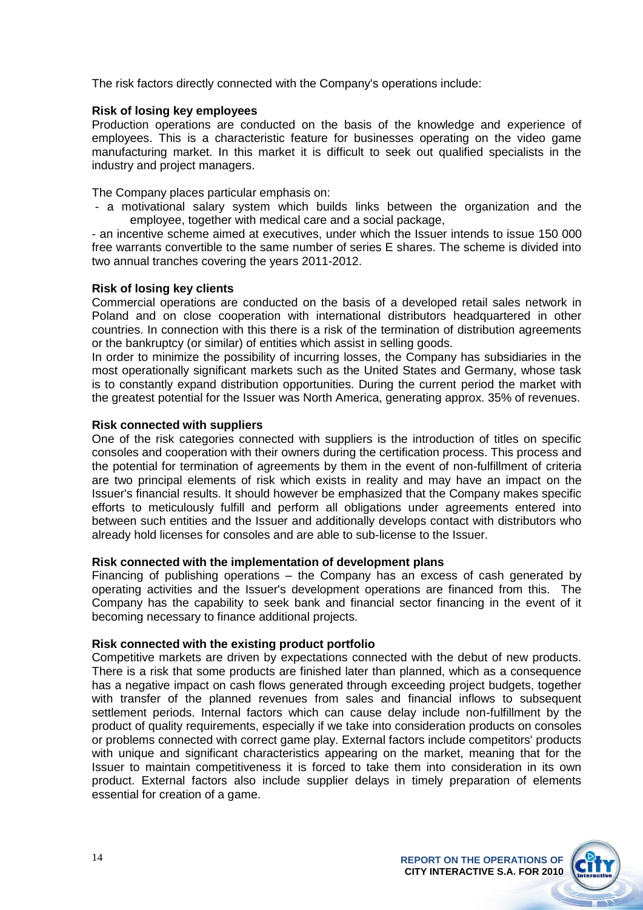The risk factors directly connected with the Company's operations include:

**Risk of losing key employees**

Production operations are conducted on the basis of the knowledge and experience of employees. This is a characteristic feature for businesses operating on the video game manufacturing market. In this market it is difficult to seek out qualified specialists in the industry and project managers.

The Company places particular emphasis on:

- a motivational salary system which builds links between the organization and the employee, together with medical care and a social package,
- an incentive scheme aimed at executives, under which the Issuer intends to issue 150 000 free warrants convertible to the same number of series E shares. The scheme is divided into two annual tranches covering the years 2011-2012.

**Risk of losing key clients**

Commercial operations are conducted on the basis of a developed retail sales network in Poland and on close cooperation with international distributors headquartered in other countries. In connection with this there is a risk of the termination of distribution agreements or the bankruptcy (or similar) of entities which assist in selling goods.

In order to minimize the possibility of incurring losses, the Company has subsidiaries in the most operationally significant markets such as the United States and Germany, whose task is to constantly expand distribution opportunities. During the current period the market with the greatest potential for the Issuer was North America, generating approx. 35% of revenues.

**Risk connected with suppliers**

One of the risk categories connected with suppliers is the introduction of titles on specific consoles and cooperation with their owners during the certification process. This process and the potential for termination of agreements by them in the event of non-fulfillment of criteria are two principal elements of risk which exists in reality and may have an impact on the Issuer's financial results. It should however be emphasized that the Company makes specific efforts to meticulously fulfill and perform all obligations under agreements entered into between such entities and the Issuer and additionally develops contact with distributors who already hold licenses for consoles and are able to sub-license to the Issuer.

**Risk connected with the implementation of development plans**

Financing of publishing operations – the Company has an excess of cash generated by operating activities and the Issuer's development operations are financed from this. The Company has the capability to seek bank and financial sector financing in the event of it becoming necessary to finance additional projects.

**Risk connected with the existing product portfolio**

Competitive markets are driven by expectations connected with the debut of new products. There is a risk that some products are finished later than planned, which as a consequence has a negative impact on cash flows generated through exceeding project budgets, together with transfer of the planned revenues from sales and financial inflows to subsequent settlement periods. Internal factors which can cause delay include non-fulfillment by the product of quality requirements, especially if we take into consideration products on consoles or problems connected with correct game play. External factors include competitors' products with unique and significant characteristics appearing on the market, meaning that for the Issuer to maintain competitiveness it is forced to take them into consideration in its own product. External factors also include supplier delays in timely preparation of elements essential for creation of a game.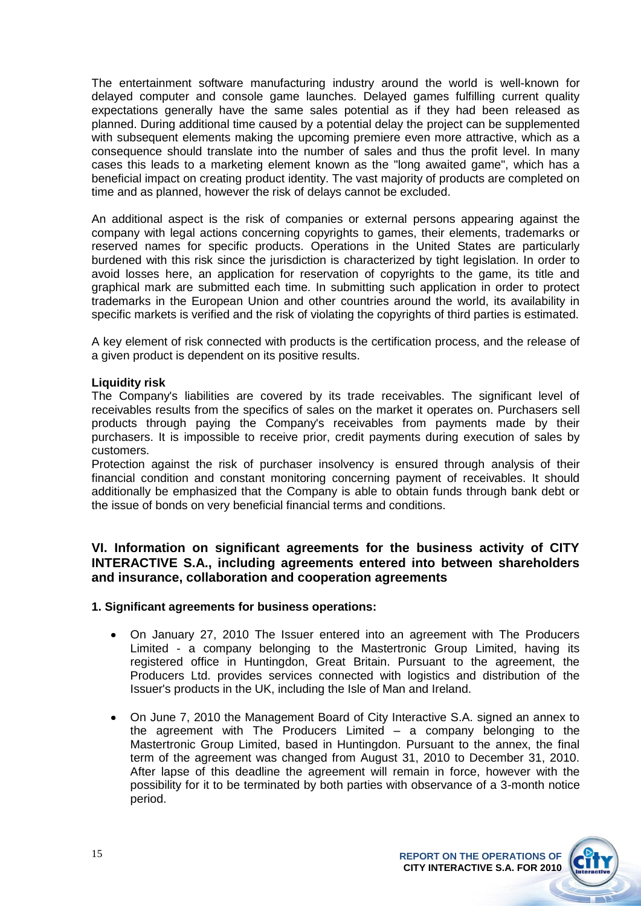The entertainment software manufacturing industry around the world is well-known for delayed computer and console game launches. Delayed games fulfilling current quality expectations generally have the same sales potential as if they had been released as planned. During additional time caused by a potential delay the project can be supplemented with subsequent elements making the upcoming premiere even more attractive, which as a consequence should translate into the number of sales and thus the profit level. In many cases this leads to a marketing element known as the "long awaited game", which has a beneficial impact on creating product identity. The vast majority of products are completed on time and as planned, however the risk of delays cannot be excluded.

An additional aspect is the risk of companies or external persons appearing against the company with legal actions concerning copyrights to games, their elements, trademarks or reserved names for specific products. Operations in the United States are particularly burdened with this risk since the jurisdiction is characterized by tight legislation. In order to avoid losses here, an application for reservation of copyrights to the game, its title and graphical mark are submitted each time. In submitting such application in order to protect trademarks in the European Union and other countries around the world, its availability in specific markets is verified and the risk of violating the copyrights of third parties is estimated.

A key element of risk connected with products is the certification process, and the release of a given product is dependent on its positive results.

**Liquidity risk**

The Company's liabilities are covered by its trade receivables. The significant level of receivables results from the specifics of sales on the market it operates on. Purchasers sell products through paying the Company's receivables from payments made by their purchasers. It is impossible to receive prior, credit payments during execution of sales by customers.

Protection against the risk of purchaser insolvency is ensured through analysis of their financial condition and constant monitoring concerning payment of receivables. It should additionally be emphasized that the Company is able to obtain funds through bank debt or the issue of bonds on very beneficial financial terms and conditions.

## VI. Information on significant agreements for the business activity of CITY INTERACTIVE S.A., including agreements entered into between shareholders and insurance, collaboration and cooperation agreements

### 1. Significant agreements for business operations:

- On January 27, 2010 The Issuer entered into an agreement with The Producers Limited - a company belonging to the Mastertronic Group Limited, having its registered office in Huntingdon, Great Britain. Pursuant to the agreement, the Producers Ltd. provides services connected with logistics and distribution of the Issuer's products in the UK, including the Isle of Man and Ireland.
- On June 7, 2010 the Management Board of City Interactive S.A. signed an annex to the agreement with The Producers Limited – a company belonging to the Mastertronic Group Limited, based in Huntingdon. Pursuant to the annex, the final term of the agreement was changed from August 31, 2010 to December 31, 2010. After lapse of this deadline the agreement will remain in force, however with the possibility for it to be terminated by both parties with observance of a 3-month notice period.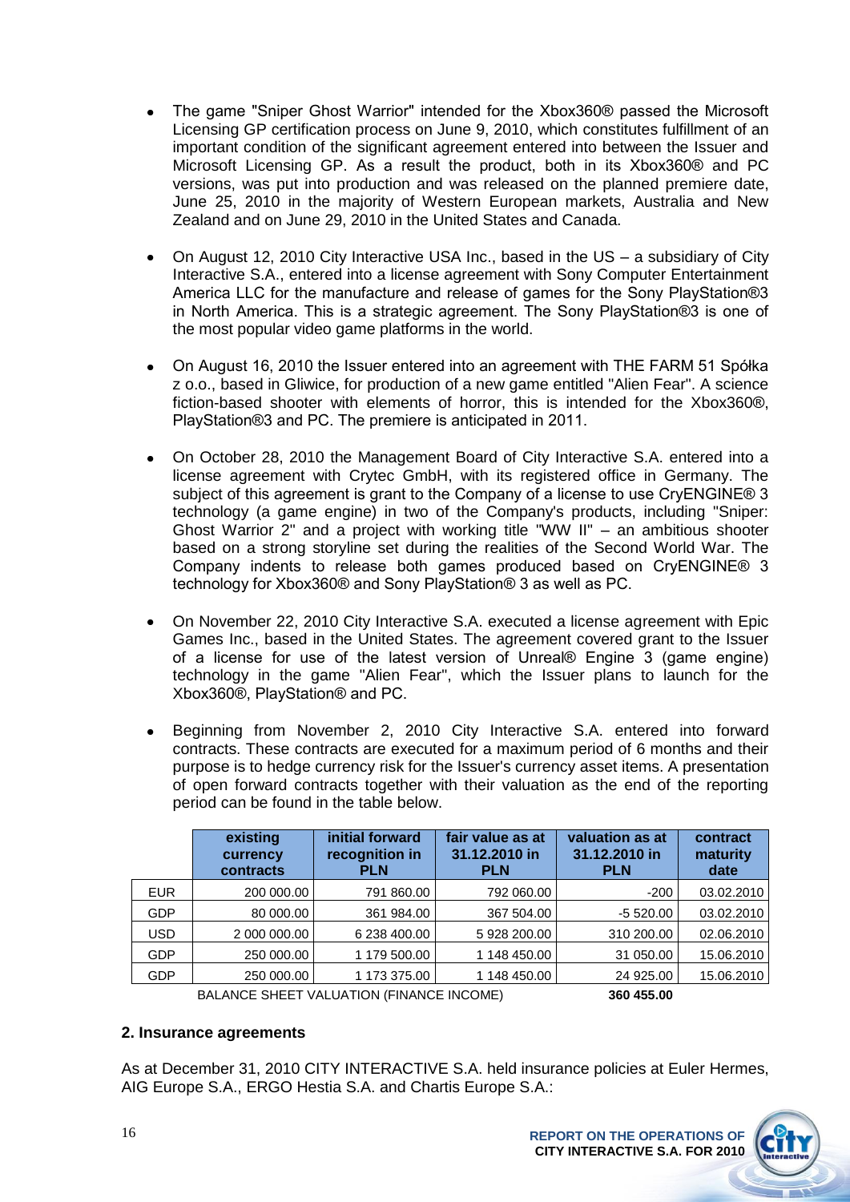- The game "Sniper Ghost Warrior" intended for the Xbox360® passed the Microsoft Licensing GP certification process on June 9, 2010, which constitutes fulfillment of an important condition of the significant agreement entered into between the Issuer and Microsoft Licensing GP. As a result the product, both in its Xbox360® and PC versions, was put into production and was released on the planned premiere date, June 25, 2010 in the majority of Western European markets, Australia and New Zealand and on June 29, 2010 in the United States and Canada.

- On August 12, 2010 City Interactive USA Inc., based in the US – a subsidiary of City Interactive S.A., entered into a license agreement with Sony Computer Entertainment America LLC for the manufacture and release of games for the Sony PlayStation®3 in North America. This is a strategic agreement. The Sony PlayStation®3 is one of the most popular video game platforms in the world.

- On August 16, 2010 the Issuer entered into an agreement with THE FARM 51 Spółka z o.o., based in Gliwice, for production of a new game entitled "Alien Fear". A science fiction-based shooter with elements of horror, this is intended for the Xbox360®, PlayStation®3 and PC. The premiere is anticipated in 2011.

- On October 28, 2010 the Management Board of City Interactive S.A. entered into a license agreement with Crytec GmbH, with its registered office in Germany. The subject of this agreement is grant to the Company of a license to use CryENGINE® 3 technology (a game engine) in two of the Company's products, including "Sniper: Ghost Warrior 2" and a project with working title "WW II" – an ambitious shooter based on a strong storyline set during the realities of the Second World War. The Company indents to release both games produced based on CryENGINE® 3 technology for Xbox360® and Sony PlayStation® 3 as well as PC.

- On November 22, 2010 City Interactive S.A. executed a license agreement with Epic Games Inc., based in the United States. The agreement covered grant to the Issuer of a license for use of the latest version of Unreal® Engine 3 (game engine) technology in the game "Alien Fear", which the Issuer plans to launch for the Xbox360®, PlayStation® and PC.

- Beginning from November 2, 2010 City Interactive S.A. entered into forward contracts. These contracts are executed for a maximum period of 6 months and their purpose is to hedge currency risk for the Issuer's currency asset items. A presentation of open forward contracts together with their valuation as the end of the reporting period can be found in the table below.

| | existing currency contracts | initial forward recognition in PLN | fair value as at 31.12.2010 in PLN | valuation as at 31.12.2010 in PLN | contract maturity date |
|---|---|---|---|---|---|
| EUR | 200 000.00 | 791 860.00 | 792 060.00 | -200 | 03.02.2010 |
| GDP | 80 000.00 | 361 984.00 | 367 504.00 | -5 520.00 | 03.02.2010 |
| USD | 2 000 000.00 | 6 238 400.00 | 5 928 200.00 | 310 200.00 | 02.06.2010 |
| GDP | 250 000.00 | 1 179 500.00 | 1 148 450.00 | 31 050.00 | 15.06.2010 |
| GDP | 250 000.00 | 1 173 375.00 | 1 148 450.00 | 24 925.00 | 15.06.2010 |
| | BALANCE SHEET VALUATION (FINANCE INCOME) | | | **360 455.00** | |

**2. Insurance agreements**

As at December 31, 2010 CITY INTERACTIVE S.A. held insurance policies at Euler Hermes, AIG Europe S.A., ERGO Hestia S.A. and Chartis Europe S.A.: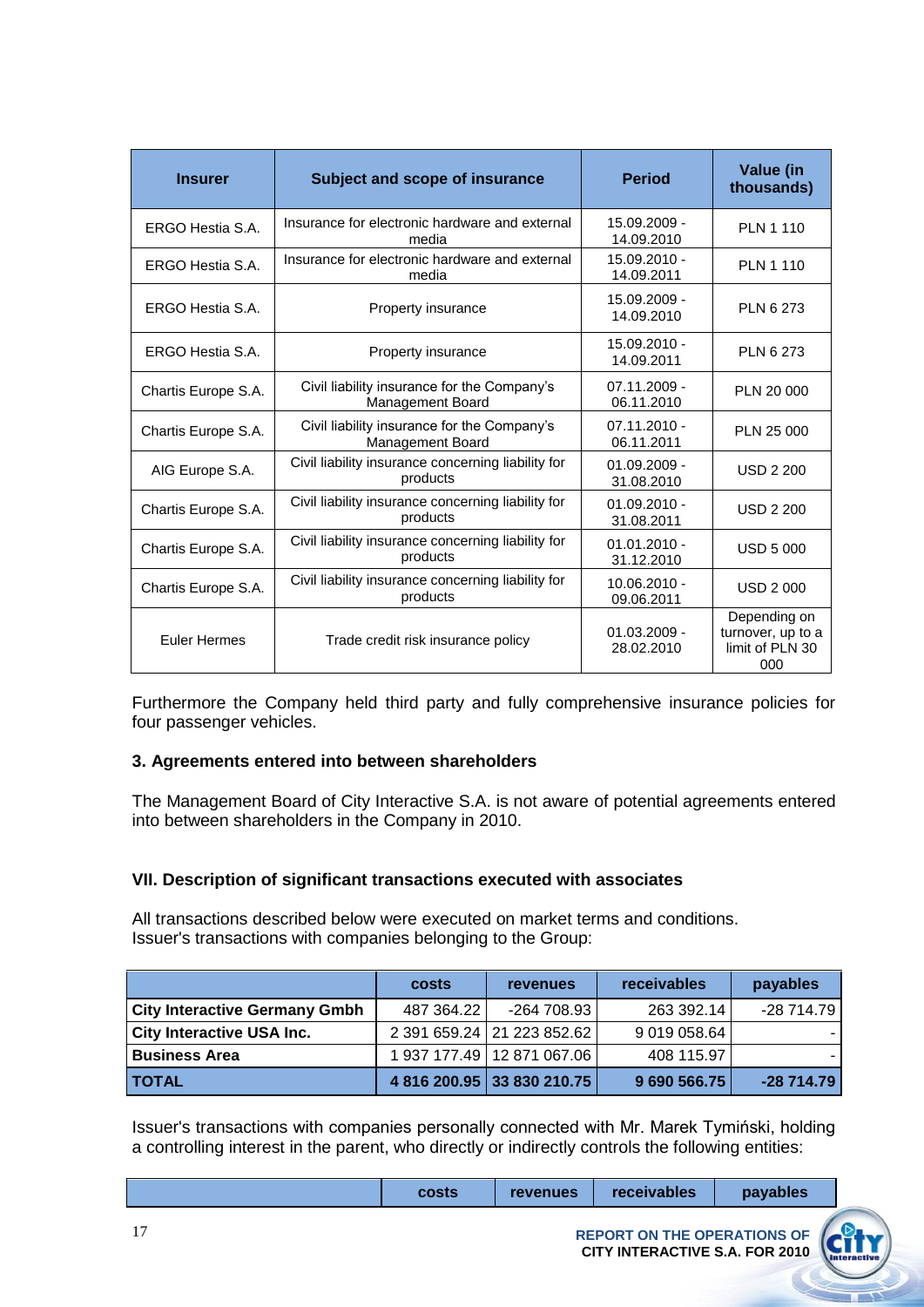| Insurer | Subject and scope of insurance | Period | Value (in thousands) |
|---|---|---|---|
| ERGO Hestia S.A. | Insurance for electronic hardware and external media | 15.09.2009 - 14.09.2010 | PLN 1 110 |
| ERGO Hestia S.A. | Insurance for electronic hardware and external media | 15.09.2010 - 14.09.2011 | PLN 1 110 |
| ERGO Hestia S.A. | Property insurance | 15.09.2009 - 14.09.2010 | PLN 6 273 |
| ERGO Hestia S.A. | Property insurance | 15.09.2010 - 14.09.2011 | PLN 6 273 |
| Chartis Europe S.A. | Civil liability insurance for the Company's Management Board | 07.11.2009 - 06.11.2010 | PLN 20 000 |
| Chartis Europe S.A. | Civil liability insurance for the Company's Management Board | 07.11.2010 - 06.11.2011 | PLN 25 000 |
| AIG Europe S.A. | Civil liability insurance concerning liability for products | 01.09.2009 - 31.08.2010 | USD 2 200 |
| Chartis Europe S.A. | Civil liability insurance concerning liability for products | 01.09.2010 - 31.08.2011 | USD 2 200 |
| Chartis Europe S.A. | Civil liability insurance concerning liability for products | 01.01.2010 - 31.12.2010 | USD 5 000 |
| Chartis Europe S.A. | Civil liability insurance concerning liability for products | 10.06.2010 - 09.06.2011 | USD 2 000 |
| Euler Hermes | Trade credit risk insurance policy | 01.03.2009 - 28.02.2010 | Depending on turnover, up to a limit of PLN 30 000 |

Furthermore the Company held third party and fully comprehensive insurance policies for four passenger vehicles.

### 3. Agreements entered into between shareholders

The Management Board of City Interactive S.A. is not aware of potential agreements entered into between shareholders in the Company in 2010.

## VII. Description of significant transactions executed with associates

All transactions described below were executed on market terms and conditions.
Issuer's transactions with companies belonging to the Group:

| | costs | revenues | receivables | payables |
|---|---|---|---|---|
| **City Interactive Germany Gmbh** | 487 364.22 | -264 708.93 | 263 392.14 | -28 714.79 |
| **City Interactive USA Inc.** | 2 391 659.24 | 21 223 852.62 | 9 019 058.64 | - |
| **Business Area** | 1 937 177.49 | 12 871 067.06 | 408 115.97 | - |
| **TOTAL** | **4 816 200.95** | **33 830 210.75** | **9 690 566.75** | **-28 714.79** |

Issuer's transactions with companies personally connected with Mr. Marek Tymiński, holding a controlling interest in the parent, who directly or indirectly controls the following entities:

| | costs | revenues | receivables | payables |
|---|---|---|---|---|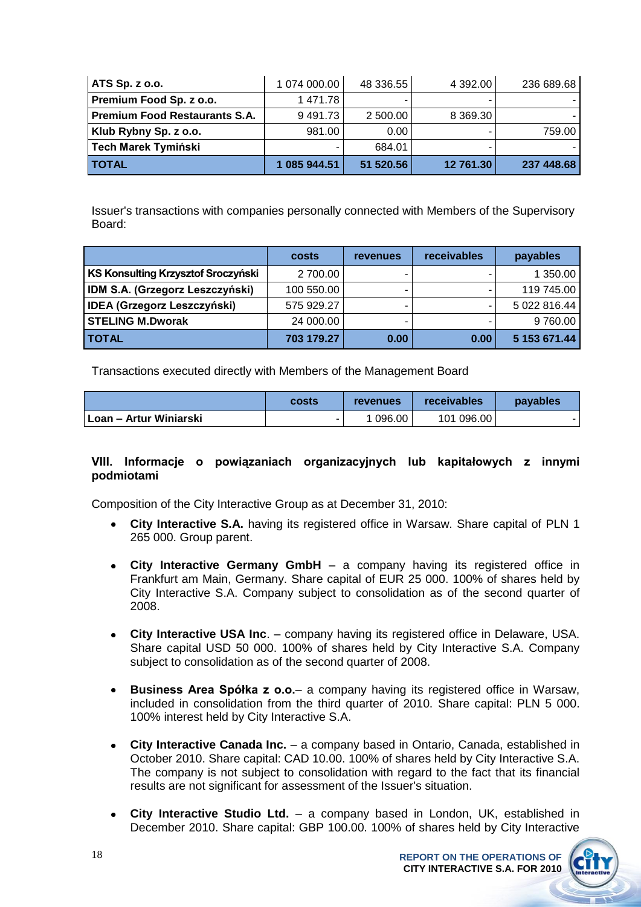| ATS Sp. z o.o. | 1 074 000.00 | 48 336.55 | 4 392.00 | 236 689.68 |
|---|---|---|---|---|
| Premium Food Sp. z o.o. | 1 471.78 | - | - | - |
| Premium Food Restaurants S.A. | 9 491.73 | 2 500.00 | 8 369.30 | - |
| Klub Rybny Sp. z o.o. | 981.00 | 0.00 | - | 759.00 |
| Tech Marek Tymiński | - | 684.01 | - | - |
| **TOTAL** | **1 085 944.51** | **51 520.56** | **12 761.30** | **237 448.68** |

Issuer's transactions with companies personally connected with Members of the Supervisory Board:

| | costs | revenues | receivables | payables |
|---|---|---|---|---|
| KS Konsulting Krzysztof Sroczyński | 2 700.00 | - | - | 1 350.00 |
| IDM S.A. (Grzegorz Leszczyński) | 100 550.00 | - | - | 119 745.00 |
| IDEA (Grzegorz Leszczyński) | 575 929.27 | - | - | 5 022 816.44 |
| STELING M.Dworak | 24 000.00 | - | - | 9 760.00 |
| **TOTAL** | **703 179.27** | **0.00** | **0.00** | **5 153 671.44** |

Transactions executed directly with Members of the Management Board

| | costs | revenues | receivables | payables |
|---|---|---|---|---|
| Loan – Artur Winiarski | - | 1 096.00 | 101 096.00 | - |

## VIII. Informacje o powiązaniach organizacyjnych lub kapitałowych z innymi podmiotami

Composition of the City Interactive Group as at December 31, 2010:

- **City Interactive S.A.** having its registered office in Warsaw. Share capital of PLN 1 265 000. Group parent.
- **City Interactive Germany GmbH** – a company having its registered office in Frankfurt am Main, Germany. Share capital of EUR 25 000. 100% of shares held by City Interactive S.A. Company subject to consolidation as of the second quarter of 2008.
- **City Interactive USA Inc**. – company having its registered office in Delaware, USA. Share capital USD 50 000. 100% of shares held by City Interactive S.A. Company subject to consolidation as of the second quarter of 2008.
- **Business Area Spółka z o.o.**– a company having its registered office in Warsaw, included in consolidation from the third quarter of 2010. Share capital: PLN 5 000. 100% interest held by City Interactive S.A.
- **City Interactive Canada Inc.** – a company based in Ontario, Canada, established in October 2010. Share capital: CAD 10.00. 100% of shares held by City Interactive S.A. The company is not subject to consolidation with regard to the fact that its financial results are not significant for assessment of the Issuer's situation.
- **City Interactive Studio Ltd.** – a company based in London, UK, established in December 2010. Share capital: GBP 100.00. 100% of shares held by City Interactive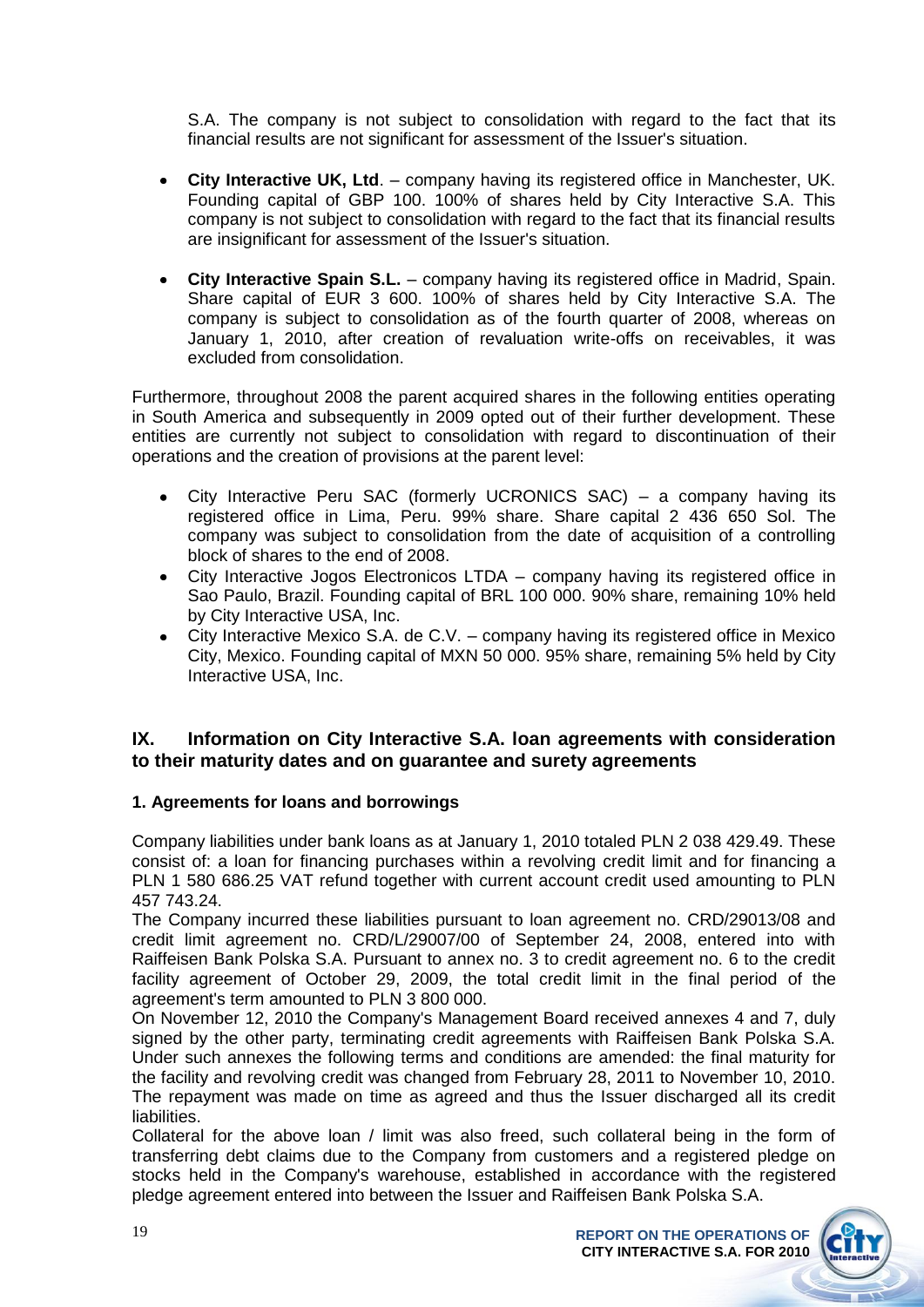S.A. The company is not subject to consolidation with regard to the fact that its financial results are not significant for assessment of the Issuer's situation.

- **City Interactive UK, Ltd**. – company having its registered office in Manchester, UK. Founding capital of GBP 100. 100% of shares held by City Interactive S.A. This company is not subject to consolidation with regard to the fact that its financial results are insignificant for assessment of the Issuer's situation.
- **City Interactive Spain S.L.** – company having its registered office in Madrid, Spain. Share capital of EUR 3 600. 100% of shares held by City Interactive S.A. The company is subject to consolidation as of the fourth quarter of 2008, whereas on January 1, 2010, after creation of revaluation write-offs on receivables, it was excluded from consolidation.

Furthermore, throughout 2008 the parent acquired shares in the following entities operating in South America and subsequently in 2009 opted out of their further development. These entities are currently not subject to consolidation with regard to discontinuation of their operations and the creation of provisions at the parent level:

- City Interactive Peru SAC (formerly UCRONICS SAC) – a company having its registered office in Lima, Peru. 99% share. Share capital 2 436 650 Sol. The company was subject to consolidation from the date of acquisition of a controlling block of shares to the end of 2008.
- City Interactive Jogos Electronicos LTDA – company having its registered office in Sao Paulo, Brazil. Founding capital of BRL 100 000. 90% share, remaining 10% held by City Interactive USA, Inc.
- City Interactive Mexico S.A. de C.V. – company having its registered office in Mexico City, Mexico. Founding capital of MXN 50 000. 95% share, remaining 5% held by City Interactive USA, Inc.

## IX. Information on City Interactive S.A. loan agreements with consideration to their maturity dates and on guarantee and surety agreements

### 1. Agreements for loans and borrowings

Company liabilities under bank loans as at January 1, 2010 totaled PLN 2 038 429.49. These consist of: a loan for financing purchases within a revolving credit limit and for financing a PLN 1 580 686.25 VAT refund together with current account credit used amounting to PLN 457 743.24.

The Company incurred these liabilities pursuant to loan agreement no. CRD/29013/08 and credit limit agreement no. CRD/L/29007/00 of September 24, 2008, entered into with Raiffeisen Bank Polska S.A. Pursuant to annex no. 3 to credit agreement no. 6 to the credit facility agreement of October 29, 2009, the total credit limit in the final period of the agreement's term amounted to PLN 3 800 000.

On November 12, 2010 the Company's Management Board received annexes 4 and 7, duly signed by the other party, terminating credit agreements with Raiffeisen Bank Polska S.A. Under such annexes the following terms and conditions are amended: the final maturity for the facility and revolving credit was changed from February 28, 2011 to November 10, 2010. The repayment was made on time as agreed and thus the Issuer discharged all its credit liabilities.

Collateral for the above loan / limit was also freed, such collateral being in the form of transferring debt claims due to the Company from customers and a registered pledge on stocks held in the Company's warehouse, established in accordance with the registered pledge agreement entered into between the Issuer and Raiffeisen Bank Polska S.A.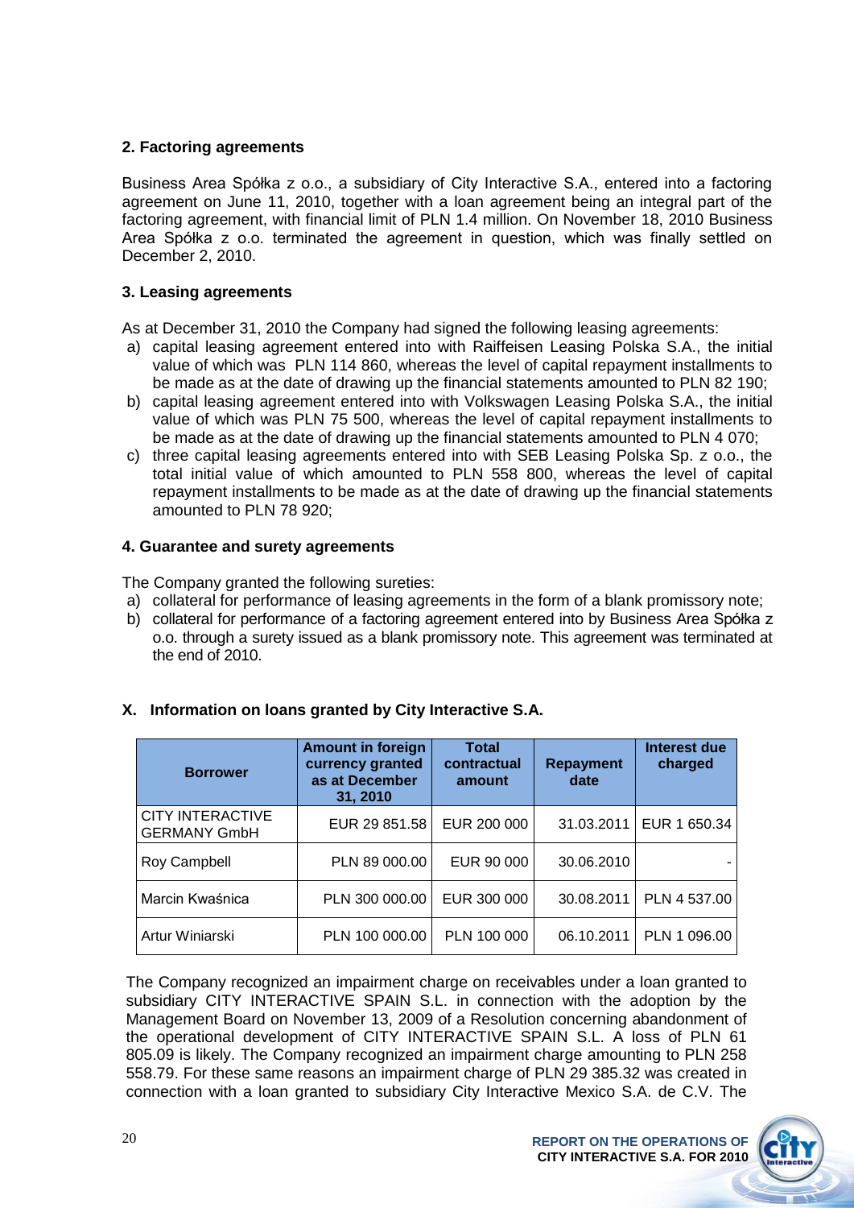## 2. Factoring agreements

Business Area Spółka z o.o., a subsidiary of City Interactive S.A., entered into a factoring agreement on June 11, 2010, together with a loan agreement being an integral part of the factoring agreement, with financial limit of PLN 1.4 million. On November 18, 2010 Business Area Spółka z o.o. terminated the agreement in question, which was finally settled on December 2, 2010.

## 3. Leasing agreements

As at December 31, 2010 the Company had signed the following leasing agreements:

a) capital leasing agreement entered into with Raiffeisen Leasing Polska S.A., the initial value of which was PLN 114 860, whereas the level of capital repayment installments to be made as at the date of drawing up the financial statements amounted to PLN 82 190;
b) capital leasing agreement entered into with Volkswagen Leasing Polska S.A., the initial value of which was PLN 75 500, whereas the level of capital repayment installments to be made as at the date of drawing up the financial statements amounted to PLN 4 070;
c) three capital leasing agreements entered into with SEB Leasing Polska Sp. z o.o., the total initial value of which amounted to PLN 558 800, whereas the level of capital repayment installments to be made as at the date of drawing up the financial statements amounted to PLN 78 920;

## 4. Guarantee and surety agreements

The Company granted the following sureties:

a) collateral for performance of leasing agreements in the form of a blank promissory note;
b) collateral for performance of a factoring agreement entered into by Business Area Spółka z o.o. through a surety issued as a blank promissory note. This agreement was terminated at the end of 2010.

# X. Information on loans granted by City Interactive S.A.

| Borrower | Amount in foreign currency granted as at December 31, 2010 | Total contractual amount | Repayment date | Interest due charged |
|---|---|---|---|---|
| CITY INTERACTIVE GERMANY GmbH | EUR 29 851.58 | EUR 200 000 | 31.03.2011 | EUR 1 650.34 |
| Roy Campbell | PLN 89 000.00 | EUR 90 000 | 30.06.2010 | - |
| Marcin Kwaśnica | PLN 300 000.00 | EUR 300 000 | 30.08.2011 | PLN 4 537.00 |
| Artur Winiarski | PLN 100 000.00 | PLN 100 000 | 06.10.2011 | PLN 1 096.00 |

The Company recognized an impairment charge on receivables under a loan granted to subsidiary CITY INTERACTIVE SPAIN S.L. in connection with the adoption by the Management Board on November 13, 2009 of a Resolution concerning abandonment of the operational development of CITY INTERACTIVE SPAIN S.L. A loss of PLN 61 805.09 is likely. The Company recognized an impairment charge amounting to PLN 258 558.79. For these same reasons an impairment charge of PLN 29 385.32 was created in connection with a loan granted to subsidiary City Interactive Mexico S.A. de C.V. The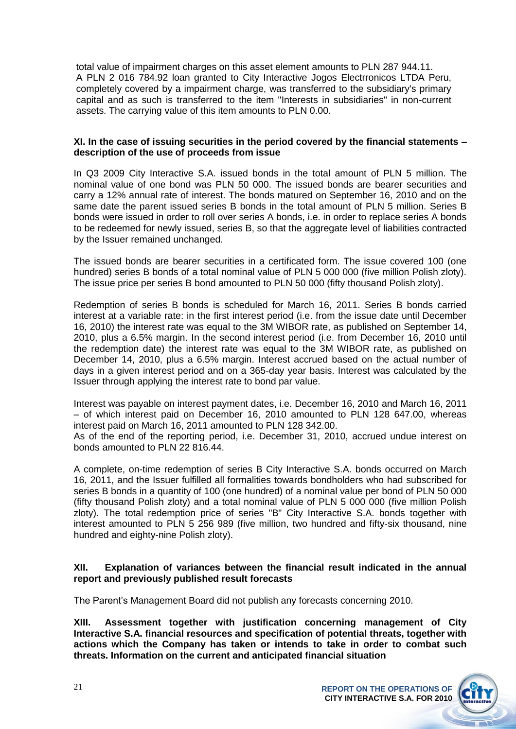total value of impairment charges on this asset element amounts to PLN 287 944.11.
A PLN 2 016 784.92 loan granted to City Interactive Jogos Electrronicos LTDA Peru, completely covered by a impairment charge, was transferred to the subsidiary's primary capital and as such is transferred to the item "Interests in subsidiaries" in non-current assets. The carrying value of this item amounts to PLN 0.00.

## XI. In the case of issuing securities in the period covered by the financial statements – description of the use of proceeds from issue

In Q3 2009 City Interactive S.A. issued bonds in the total amount of PLN 5 million. The nominal value of one bond was PLN 50 000. The issued bonds are bearer securities and carry a 12% annual rate of interest. The bonds matured on September 16, 2010 and on the same date the parent issued series B bonds in the total amount of PLN 5 million. Series B bonds were issued in order to roll over series A bonds, i.e. in order to replace series A bonds to be redeemed for newly issued, series B, so that the aggregate level of liabilities contracted by the Issuer remained unchanged.

The issued bonds are bearer securities in a certificated form. The issue covered 100 (one hundred) series B bonds of a total nominal value of PLN 5 000 000 (five million Polish zloty). The issue price per series B bond amounted to PLN 50 000 (fifty thousand Polish zloty).

Redemption of series B bonds is scheduled for March 16, 2011. Series B bonds carried interest at a variable rate: in the first interest period (i.e. from the issue date until December 16, 2010) the interest rate was equal to the 3M WIBOR rate, as published on September 14, 2010, plus a 6.5% margin. In the second interest period (i.e. from December 16, 2010 until the redemption date) the interest rate was equal to the 3M WIBOR rate, as published on December 14, 2010, plus a 6.5% margin. Interest accrued based on the actual number of days in a given interest period and on a 365-day year basis. Interest was calculated by the Issuer through applying the interest rate to bond par value.

Interest was payable on interest payment dates, i.e. December 16, 2010 and March 16, 2011 – of which interest paid on December 16, 2010 amounted to PLN 128 647.00, whereas interest paid on March 16, 2011 amounted to PLN 128 342.00.
As of the end of the reporting period, i.e. December 31, 2010, accrued undue interest on bonds amounted to PLN 22 816.44.

A complete, on-time redemption of series B City Interactive S.A. bonds occurred on March 16, 2011, and the Issuer fulfilled all formalities towards bondholders who had subscribed for series B bonds in a quantity of 100 (one hundred) of a nominal value per bond of PLN 50 000 (fifty thousand Polish zloty) and a total nominal value of PLN 5 000 000 (five million Polish zloty). The total redemption price of series "B" City Interactive S.A. bonds together with interest amounted to PLN 5 256 989 (five million, two hundred and fifty-six thousand, nine hundred and eighty-nine Polish zloty).

## XII. Explanation of variances between the financial result indicated in the annual report and previously published result forecasts

The Parent's Management Board did not publish any forecasts concerning 2010.

## XIII. Assessment together with justification concerning management of City Interactive S.A. financial resources and specification of potential threats, together with actions which the Company has taken or intends to take in order to combat such threats. Information on the current and anticipated financial situation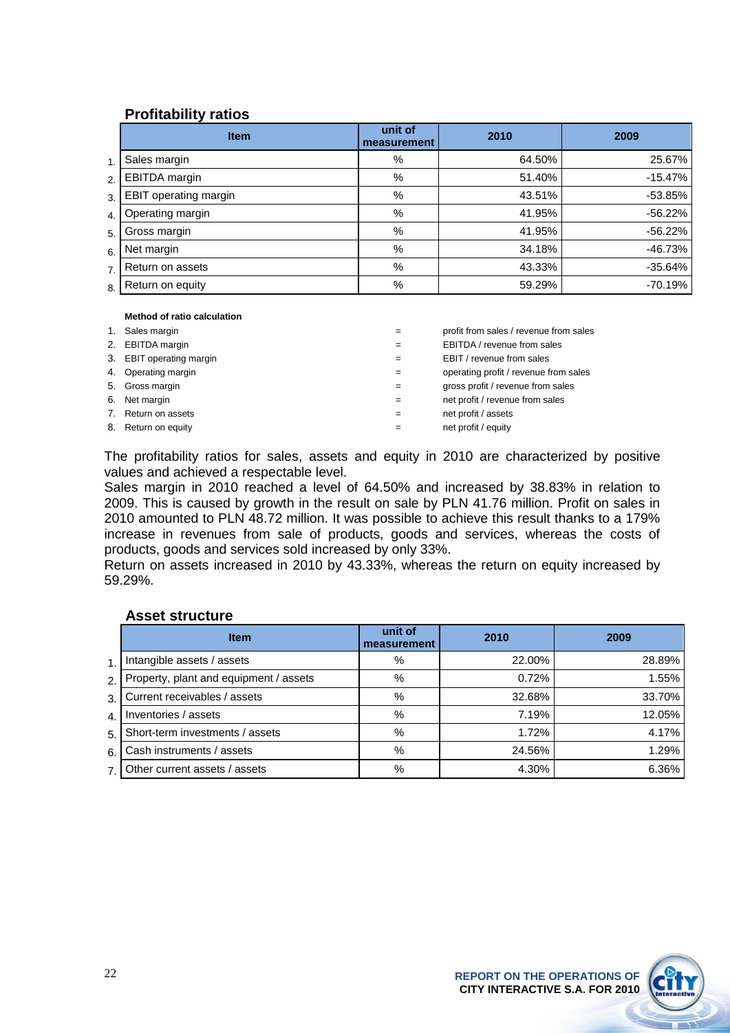## Profitability ratios

| | Item | unit of measurement | 2010 | 2009 |
|---|---|---|---|---|
| 1. | Sales margin | % | 64.50% | 25.67% |
| 2. | EBITDA margin | % | 51.40% | -15.47% |
| 3. | EBIT operating margin | % | 43.51% | -53.85% |
| 4. | Operating margin | % | 41.95% | -56.22% |
| 5. | Gross margin | % | 41.95% | -56.22% |
| 6. | Net margin | % | 34.18% | -46.73% |
| 7. | Return on assets | % | 43.33% | -35.64% |
| 8. | Return on equity | % | 59.29% | -70.19% |

**Method of ratio calculation**

1. Sales margin = profit from sales / revenue from sales
2. EBITDA margin = EBITDA / revenue from sales
3. EBIT operating margin = EBIT / revenue from sales
4. Operating margin = operating profit / revenue from sales
5. Gross margin = gross profit / revenue from sales
6. Net margin = net profit / revenue from sales
7. Return on assets = net profit / assets
8. Return on equity = net profit / equity

The profitability ratios for sales, assets and equity in 2010 are characterized by positive values and achieved a respectable level.

Sales margin in 2010 reached a level of 64.50% and increased by 38.83% in relation to 2009. This is caused by growth in the result on sale by PLN 41.76 million. Profit on sales in 2010 amounted to PLN 48.72 million. It was possible to achieve this result thanks to a 179% increase in revenues from sale of products, goods and services, whereas the costs of products, goods and services sold increased by only 33%.

Return on assets increased in 2010 by 43.33%, whereas the return on equity increased by 59.29%.

## Asset structure

| | Item | unit of measurement | 2010 | 2009 |
|---|---|---|---|---|
| 1. | Intangible assets / assets | % | 22.00% | 28.89% |
| 2. | Property, plant and equipment / assets | % | 0.72% | 1.55% |
| 3. | Current receivables / assets | % | 32.68% | 33.70% |
| 4. | Inventories / assets | % | 7.19% | 12.05% |
| 5. | Short-term investments / assets | % | 1.72% | 4.17% |
| 6. | Cash instruments / assets | % | 24.56% | 1.29% |
| 7. | Other current assets / assets | % | 4.30% | 6.36% |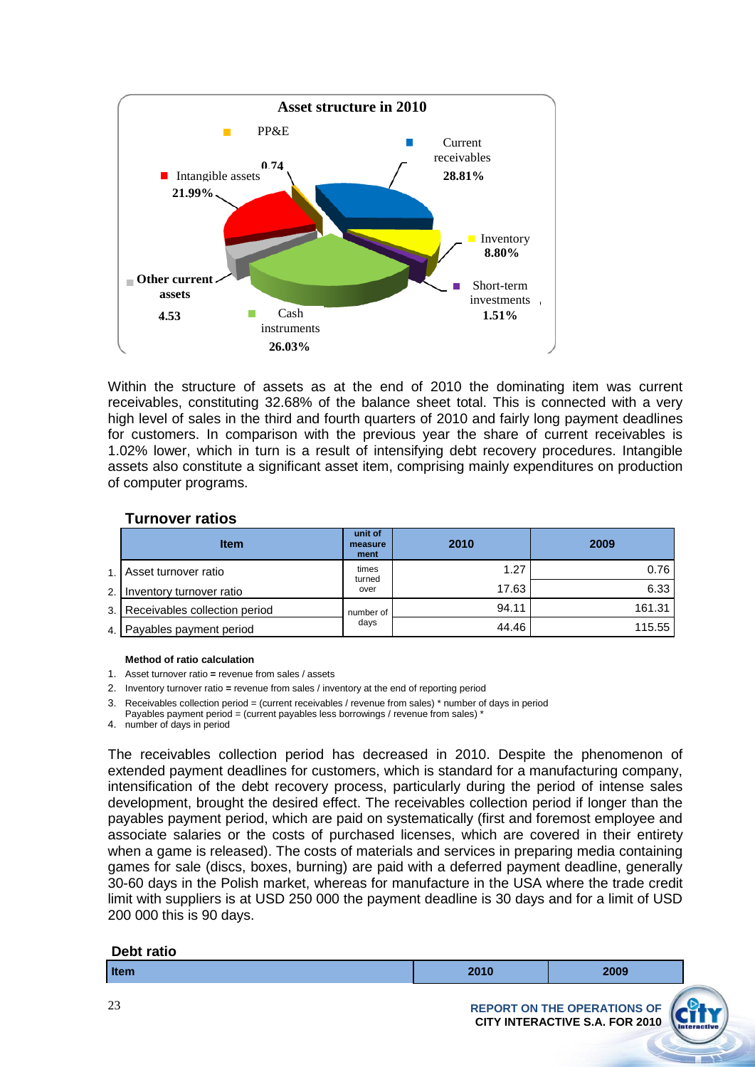**Asset structure in 2010**

- PP&E 0.74
- Current receivables 28.81%
- Inventory 8.80%
- Short-term investments 1.51%
- Cash instruments 26.03%
- Other current assets 4.53
- Intangible assets 21.99%

Within the structure of assets as at the end of 2010 the dominating item was current receivables, constituting 32.68% of the balance sheet total. This is connected with a very high level of sales in the third and fourth quarters of 2010 and fairly long payment deadlines for customers. In comparison with the previous year the share of current receivables is 1.02% lower, which in turn is a result of intensifying debt recovery procedures. Intangible assets also constitute a significant asset item, comprising mainly expenditures on production of computer programs.

## Turnover ratios

| | Item | unit of measurement | 2010 | 2009 |
|---|---|---|---|---|
| 1. | Asset turnover ratio | times turned over | 1.27 | 0.76 |
| 2. | Inventory turnover ratio | times turned over | 17.63 | 6.33 |
| 3. | Receivables collection period | number of days | 94.11 | 161.31 |
| 4. | Payables payment period | number of days | 44.46 | 115.55 |

**Method of ratio calculation**

1. Asset turnover ratio = revenue from sales / assets
2. Inventory turnover ratio = revenue from sales / inventory at the end of reporting period
3. Receivables collection period = (current receivables / revenue from sales) * number of days in period
4. Payables payment period = (current payables less borrowings / revenue from sales) * number of days in period

The receivables collection period has decreased in 2010. Despite the phenomenon of extended payment deadlines for customers, which is standard for a manufacturing company, intensification of the debt recovery process, particularly during the period of intense sales development, brought the desired effect. The receivables collection period if longer than the payables payment period, which are paid on systematically (first and foremost employee and associate salaries or the costs of purchased licenses, which are covered in their entirety when a game is released). The costs of materials and services in preparing media containing games for sale (discs, boxes, burning) are paid with a deferred payment deadline, generally 30-60 days in the Polish market, whereas for manufacture in the USA where the trade credit limit with suppliers is at USD 250 000 the payment deadline is 30 days and for a limit of USD 200 000 this is 90 days.

## Debt ratio

| Item | 2010 | 2009 |
|---|---|---|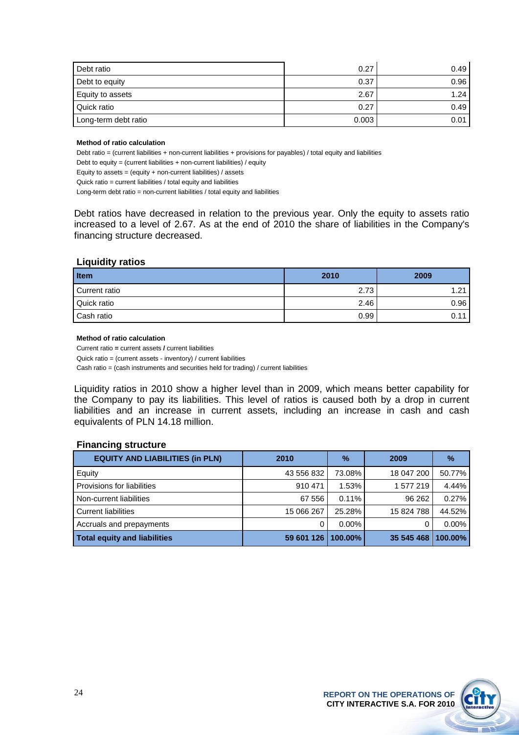| Debt ratio | 0.27 | 0.49 |
|---|---|---|
| Debt to equity | 0.37 | 0.96 |
| Equity to assets | 2.67 | 1.24 |
| Quick ratio | 0.27 | 0.49 |
| Long-term debt ratio | 0.003 | 0.01 |

**Method of ratio calculation**

Debt ratio = (current liabilities + non-current liabilities + provisions for payables) / total equity and liabilities

Debt to equity = (current liabilities + non-current liabilities) / equity

Equity to assets = (equity + non-current liabilities) / assets

Quick ratio = current liabilities / total equity and liabilities

Long-term debt ratio = non-current liabilities / total equity and liabilities

Debt ratios have decreased in relation to the previous year. Only the equity to assets ratio increased to a level of 2.67. As at the end of 2010 the share of liabilities in the Company's financing structure decreased.

## Liquidity ratios

| Item | 2010 | 2009 |
|---|---|---|
| Current ratio | 2.73 | 1.21 |
| Quick ratio | 2.46 | 0.96 |
| Cash ratio | 0.99 | 0.11 |

**Method of ratio calculation**

Current ratio = current assets / current liabilities

Quick ratio = (current assets - inventory) / current liabilities

Cash ratio = (cash instruments and securities held for trading) / current liabilities

Liquidity ratios in 2010 show a higher level than in 2009, which means better capability for the Company to pay its liabilities. This level of ratios is caused both by a drop in current liabilities and an increase in current assets, including an increase in cash and cash equivalents of PLN 14.18 million.

## Financing structure

| EQUITY AND LIABILITIES (in PLN) | 2010 | % | 2009 | % |
|---|---|---|---|---|
| Equity | 43 556 832 | 73.08% | 18 047 200 | 50.77% |
| Provisions for liabilities | 910 471 | 1.53% | 1 577 219 | 4.44% |
| Non-current liabilities | 67 556 | 0.11% | 96 262 | 0.27% |
| Current liabilities | 15 066 267 | 25.28% | 15 824 788 | 44.52% |
| Accruals and prepayments | 0 | 0.00% | 0 | 0.00% |
| **Total equity and liabilities** | **59 601 126** | **100.00%** | **35 545 468** | **100.00%** |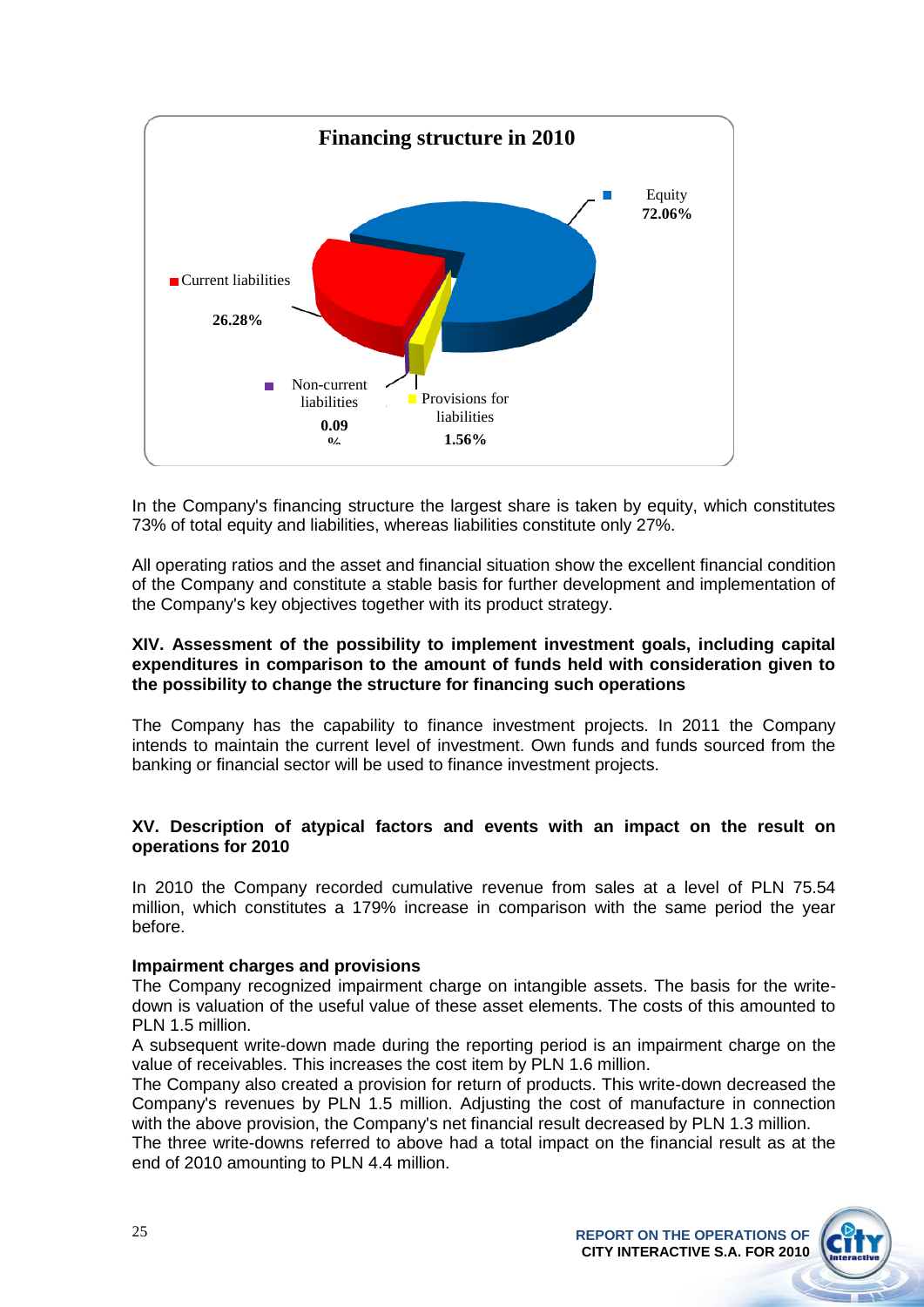**Financing structure in 2010**

- Equity 72.06%
- Current liabilities 26.28%
- Non-current liabilities 0.09%
- Provisions for liabilities 1.56%

In the Company's financing structure the largest share is taken by equity, which constitutes 73% of total equity and liabilities, whereas liabilities constitute only 27%.

All operating ratios and the asset and financial situation show the excellent financial condition of the Company and constitute a stable basis for further development and implementation of the Company's key objectives together with its product strategy.

### XIV. Assessment of the possibility to implement investment goals, including capital expenditures in comparison to the amount of funds held with consideration given to the possibility to change the structure for financing such operations

The Company has the capability to finance investment projects. In 2011 the Company intends to maintain the current level of investment. Own funds and funds sourced from the banking or financial sector will be used to finance investment projects.

### XV. Description of atypical factors and events with an impact on the result on operations for 2010

In 2010 the Company recorded cumulative revenue from sales at a level of PLN 75.54 million, which constitutes a 179% increase in comparison with the same period the year before.

**Impairment charges and provisions**

The Company recognized impairment charge on intangible assets. The basis for the write-down is valuation of the useful value of these asset elements. The costs of this amounted to PLN 1.5 million.

A subsequent write-down made during the reporting period is an impairment charge on the value of receivables. This increases the cost item by PLN 1.6 million.

The Company also created a provision for return of products. This write-down decreased the Company's revenues by PLN 1.5 million. Adjusting the cost of manufacture in connection with the above provision, the Company's net financial result decreased by PLN 1.3 million.

The three write-downs referred to above had a total impact on the financial result as at the end of 2010 amounting to PLN 4.4 million.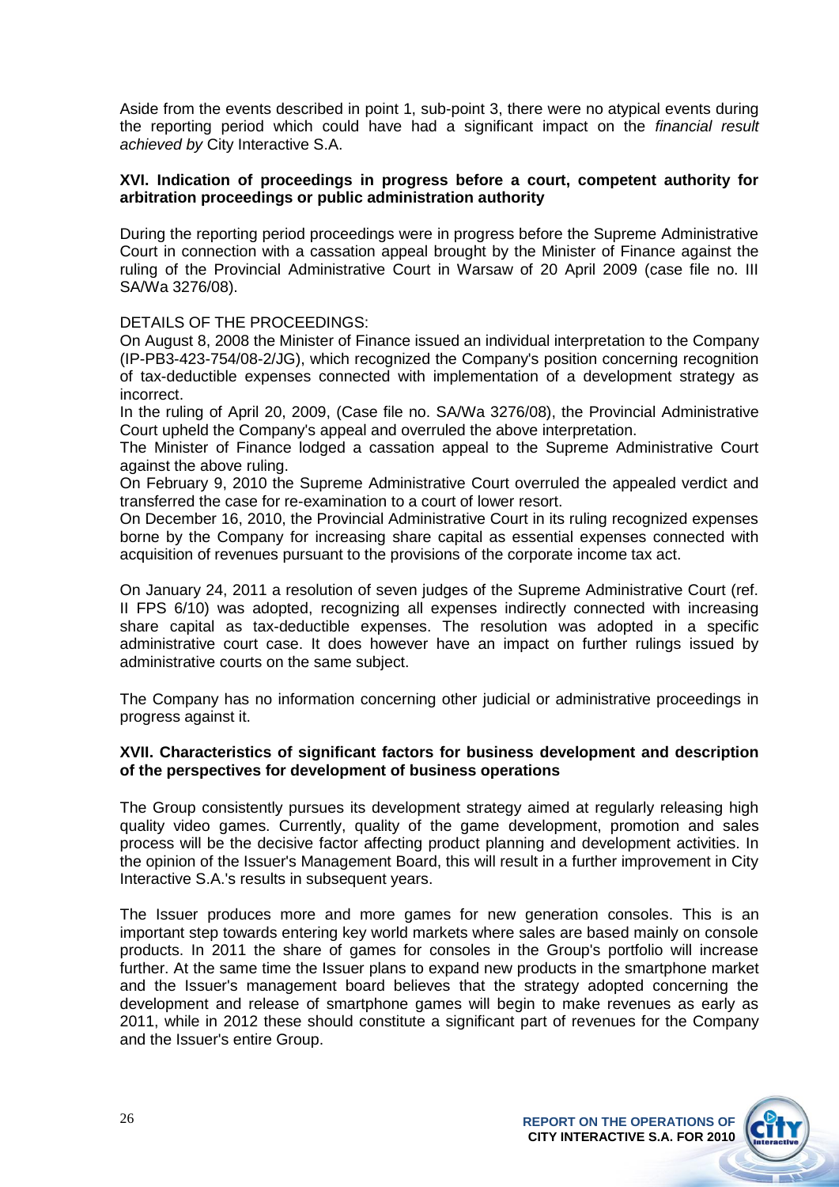Aside from the events described in point 1, sub-point 3, there were no atypical events during the reporting period which could have had a significant impact on the *financial result achieved by* City Interactive S.A.

## XVI. Indication of proceedings in progress before a court, competent authority for arbitration proceedings or public administration authority

During the reporting period proceedings were in progress before the Supreme Administrative Court in connection with a cassation appeal brought by the Minister of Finance against the ruling of the Provincial Administrative Court in Warsaw of 20 April 2009 (case file no. III SA/Wa 3276/08).

DETAILS OF THE PROCEEDINGS:

On August 8, 2008 the Minister of Finance issued an individual interpretation to the Company (IP-PB3-423-754/08-2/JG), which recognized the Company's position concerning recognition of tax-deductible expenses connected with implementation of a development strategy as incorrect.

In the ruling of April 20, 2009, (Case file no. SA/Wa 3276/08), the Provincial Administrative Court upheld the Company's appeal and overruled the above interpretation.

The Minister of Finance lodged a cassation appeal to the Supreme Administrative Court against the above ruling.

On February 9, 2010 the Supreme Administrative Court overruled the appealed verdict and transferred the case for re-examination to a court of lower resort.

On December 16, 2010, the Provincial Administrative Court in its ruling recognized expenses borne by the Company for increasing share capital as essential expenses connected with acquisition of revenues pursuant to the provisions of the corporate income tax act.

On January 24, 2011 a resolution of seven judges of the Supreme Administrative Court (ref. II FPS 6/10) was adopted, recognizing all expenses indirectly connected with increasing share capital as tax-deductible expenses. The resolution was adopted in a specific administrative court case. It does however have an impact on further rulings issued by administrative courts on the same subject.

The Company has no information concerning other judicial or administrative proceedings in progress against it.

## XVII. Characteristics of significant factors for business development and description of the perspectives for development of business operations

The Group consistently pursues its development strategy aimed at regularly releasing high quality video games. Currently, quality of the game development, promotion and sales process will be the decisive factor affecting product planning and development activities. In the opinion of the Issuer's Management Board, this will result in a further improvement in City Interactive S.A.'s results in subsequent years.

The Issuer produces more and more games for new generation consoles. This is an important step towards entering key world markets where sales are based mainly on console products. In 2011 the share of games for consoles in the Group's portfolio will increase further. At the same time the Issuer plans to expand new products in the smartphone market and the Issuer's management board believes that the strategy adopted concerning the development and release of smartphone games will begin to make revenues as early as 2011, while in 2012 these should constitute a significant part of revenues for the Company and the Issuer's entire Group.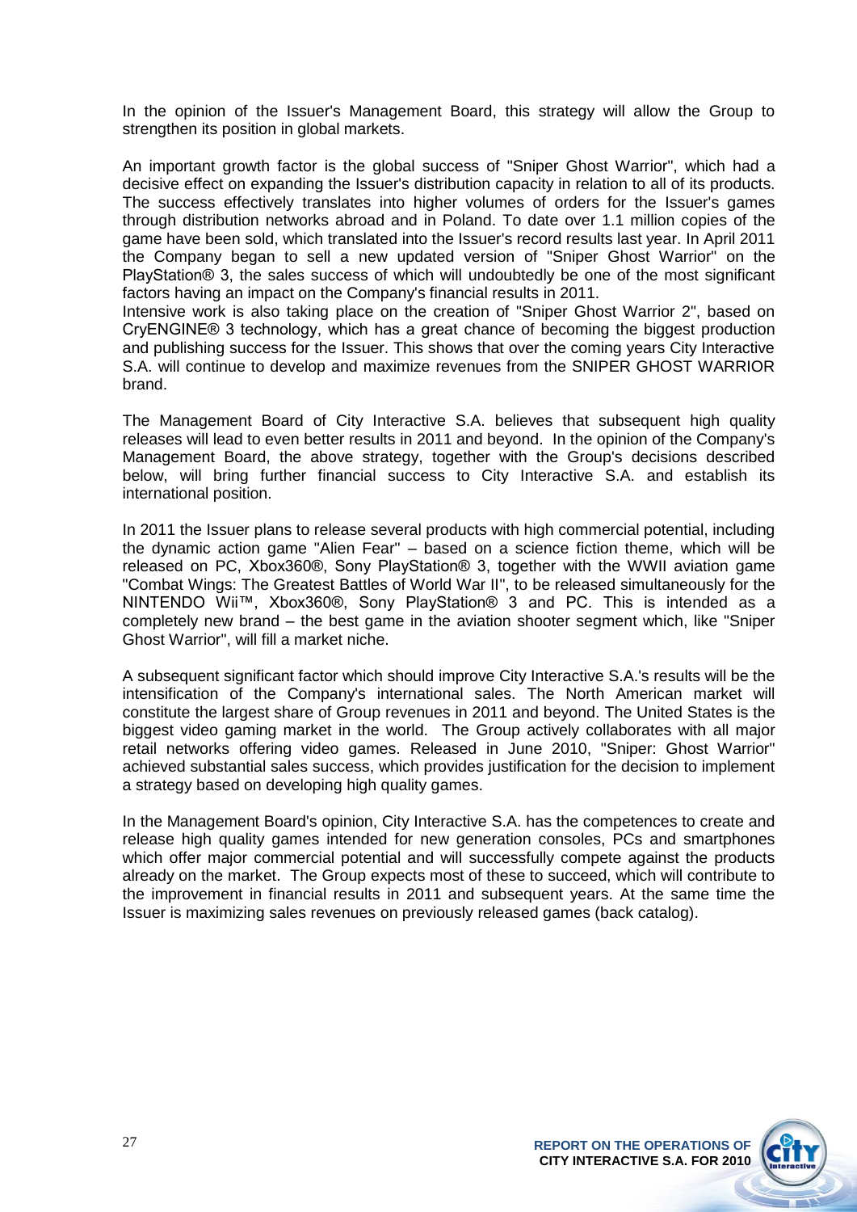In the opinion of the Issuer's Management Board, this strategy will allow the Group to strengthen its position in global markets.

An important growth factor is the global success of "Sniper Ghost Warrior", which had a decisive effect on expanding the Issuer's distribution capacity in relation to all of its products. The success effectively translates into higher volumes of orders for the Issuer's games through distribution networks abroad and in Poland. To date over 1.1 million copies of the game have been sold, which translated into the Issuer's record results last year. In April 2011 the Company began to sell a new updated version of "Sniper Ghost Warrior" on the PlayStation® 3, the sales success of which will undoubtedly be one of the most significant factors having an impact on the Company's financial results in 2011.
Intensive work is also taking place on the creation of "Sniper Ghost Warrior 2", based on CryENGINE® 3 technology, which has a great chance of becoming the biggest production and publishing success for the Issuer. This shows that over the coming years City Interactive S.A. will continue to develop and maximize revenues from the SNIPER GHOST WARRIOR brand.

The Management Board of City Interactive S.A. believes that subsequent high quality releases will lead to even better results in 2011 and beyond. In the opinion of the Company's Management Board, the above strategy, together with the Group's decisions described below, will bring further financial success to City Interactive S.A. and establish its international position.

In 2011 the Issuer plans to release several products with high commercial potential, including the dynamic action game "Alien Fear" – based on a science fiction theme, which will be released on PC, Xbox360®, Sony PlayStation® 3, together with the WWII aviation game "Combat Wings: The Greatest Battles of World War II", to be released simultaneously for the NINTENDO Wii™, Xbox360®, Sony PlayStation® 3 and PC. This is intended as a completely new brand – the best game in the aviation shooter segment which, like "Sniper Ghost Warrior", will fill a market niche.

A subsequent significant factor which should improve City Interactive S.A.'s results will be the intensification of the Company's international sales. The North American market will constitute the largest share of Group revenues in 2011 and beyond. The United States is the biggest video gaming market in the world. The Group actively collaborates with all major retail networks offering video games. Released in June 2010, "Sniper: Ghost Warrior" achieved substantial sales success, which provides justification for the decision to implement a strategy based on developing high quality games.

In the Management Board's opinion, City Interactive S.A. has the competences to create and release high quality games intended for new generation consoles, PCs and smartphones which offer major commercial potential and will successfully compete against the products already on the market. The Group expects most of these to succeed, which will contribute to the improvement in financial results in 2011 and subsequent years. At the same time the Issuer is maximizing sales revenues on previously released games (back catalog).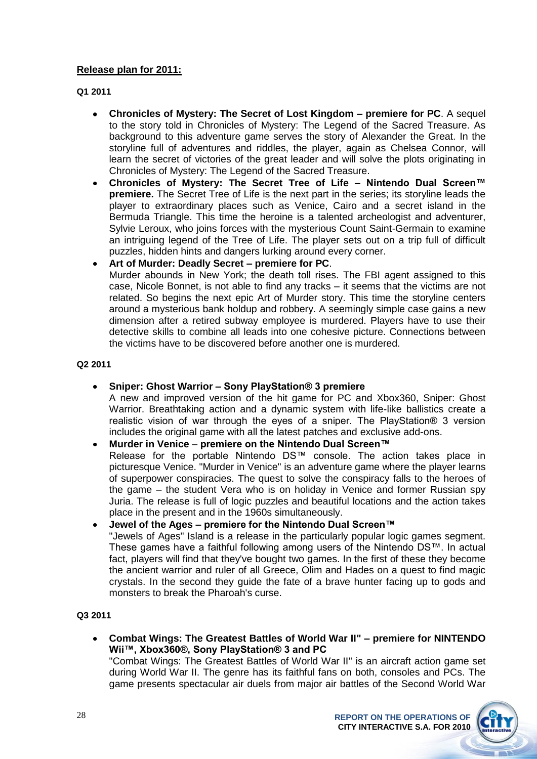**Release plan for 2011:**

**Q1 2011**

- **Chronicles of Mystery: The Secret of Lost Kingdom – premiere for PC**. A sequel to the story told in Chronicles of Mystery: The Legend of the Sacred Treasure. As background to this adventure game serves the story of Alexander the Great. In the storyline full of adventures and riddles, the player, again as Chelsea Connor, will learn the secret of victories of the great leader and will solve the plots originating in Chronicles of Mystery: The Legend of the Sacred Treasure.
- **Chronicles of Mystery: The Secret Tree of Life – Nintendo Dual Screen™ premiere.** The Secret Tree of Life is the next part in the series; its storyline leads the player to extraordinary places such as Venice, Cairo and a secret island in the Bermuda Triangle. This time the heroine is a talented archeologist and adventurer, Sylvie Leroux, who joins forces with the mysterious Count Saint-Germain to examine an intriguing legend of the Tree of Life. The player sets out on a trip full of difficult puzzles, hidden hints and dangers lurking around every corner.
- **Art of Murder: Deadly Secret – premiere for PC**.
  Murder abounds in New York; the death toll rises. The FBI agent assigned to this case, Nicole Bonnet, is not able to find any tracks – it seems that the victims are not related. So begins the next epic Art of Murder story. This time the storyline centers around a mysterious bank holdup and robbery. A seemingly simple case gains a new dimension after a retired subway employee is murdered. Players have to use their detective skills to combine all leads into one cohesive picture. Connections between the victims have to be discovered before another one is murdered.

**Q2 2011**

- **Sniper: Ghost Warrior – Sony PlayStation® 3 premiere**
  A new and improved version of the hit game for PC and Xbox360, Sniper: Ghost Warrior. Breathtaking action and a dynamic system with life-like ballistics create a realistic vision of war through the eyes of a sniper. The PlayStation® 3 version includes the original game with all the latest patches and exclusive add-ons.
- **Murder in Venice – premiere on the Nintendo Dual Screen™**
  Release for the portable Nintendo DS™ console. The action takes place in picturesque Venice. "Murder in Venice" is an adventure game where the player learns of superpower conspiracies. The quest to solve the conspiracy falls to the heroes of the game – the student Vera who is on holiday in Venice and former Russian spy Juria. The release is full of logic puzzles and beautiful locations and the action takes place in the present and in the 1960s simultaneously.
- **Jewel of the Ages – premiere for the Nintendo Dual Screen™**
  "Jewels of Ages" Island is a release in the particularly popular logic games segment. These games have a faithful following among users of the Nintendo DS™. In actual fact, players will find that they've bought two games. In the first of these they become the ancient warrior and ruler of all Greece, Olim and Hades on a quest to find magic crystals. In the second they guide the fate of a brave hunter facing up to gods and monsters to break the Pharoah's curse.

**Q3 2011**

- **Combat Wings: The Greatest Battles of World War II" – premiere for NINTENDO Wii™, Xbox360®, Sony PlayStation® 3 and PC**
  "Combat Wings: The Greatest Battles of World War II" is an aircraft action game set during World War II. The genre has its faithful fans on both, consoles and PCs. The game presents spectacular air duels from major air battles of the Second World War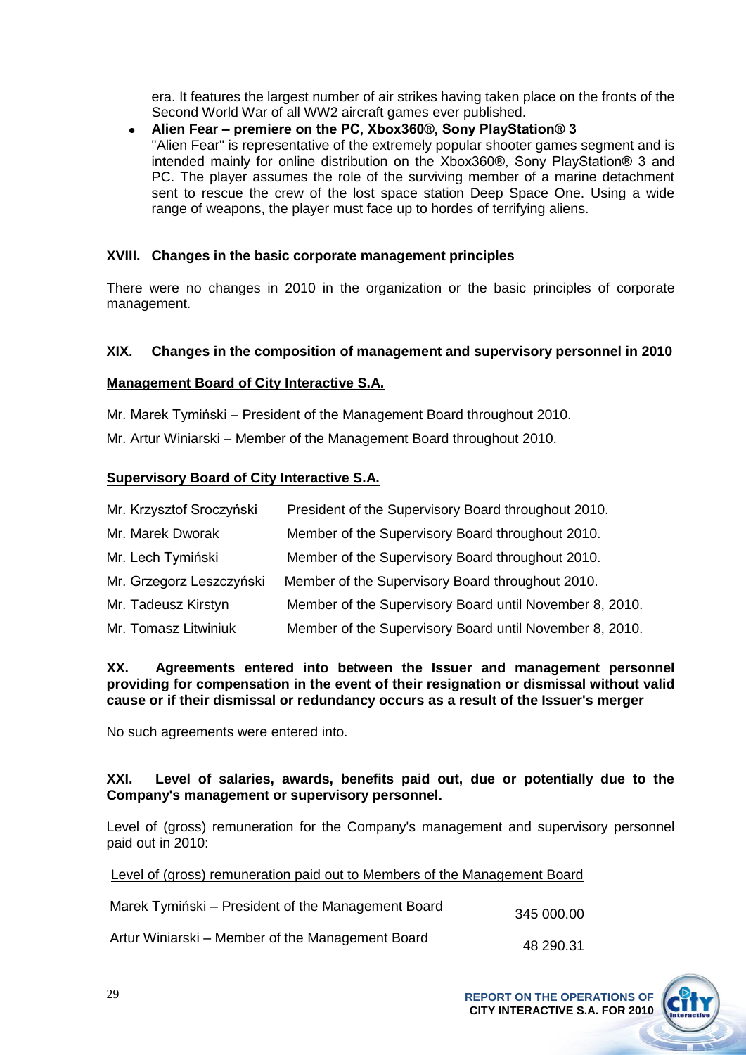era. It features the largest number of air strikes having taken place on the fronts of the Second World War of all WW2 aircraft games ever published.

- **Alien Fear – premiere on the PC, Xbox360®, Sony PlayStation® 3**
  "Alien Fear" is representative of the extremely popular shooter games segment and is intended mainly for online distribution on the Xbox360®, Sony PlayStation® 3 and PC. The player assumes the role of the surviving member of a marine detachment sent to rescue the crew of the lost space station Deep Space One. Using a wide range of weapons, the player must face up to hordes of terrifying aliens.

## XVIII. Changes in the basic corporate management principles

There were no changes in 2010 in the organization or the basic principles of corporate management.

## XIX. Changes in the composition of management and supervisory personnel in 2010

**Management Board of City Interactive S.A.**

Mr. Marek Tymiński – President of the Management Board throughout 2010.

Mr. Artur Winiarski – Member of the Management Board throughout 2010.

**Supervisory Board of City Interactive S.A.**

| | |
|---|---|
| Mr. Krzysztof Sroczyński | President of the Supervisory Board throughout 2010. |
| Mr. Marek Dworak | Member of the Supervisory Board throughout 2010. |
| Mr. Lech Tymiński | Member of the Supervisory Board throughout 2010. |
| Mr. Grzegorz Leszczyński | Member of the Supervisory Board throughout 2010. |
| Mr. Tadeusz Kirstyn | Member of the Supervisory Board until November 8, 2010. |
| Mr. Tomasz Litwiniuk | Member of the Supervisory Board until November 8, 2010. |

## XX. Agreements entered into between the Issuer and management personnel providing for compensation in the event of their resignation or dismissal without valid cause or if their dismissal or redundancy occurs as a result of the Issuer's merger

No such agreements were entered into.

## XXI. Level of salaries, awards, benefits paid out, due or potentially due to the Company's management or supervisory personnel.

Level of (gross) remuneration for the Company's management and supervisory personnel paid out in 2010:

Level of (gross) remuneration paid out to Members of the Management Board

| | |
|---|---|
| Marek Tymiński – President of the Management Board | 345 000.00 |
| Artur Winiarski – Member of the Management Board | 48 290.31 |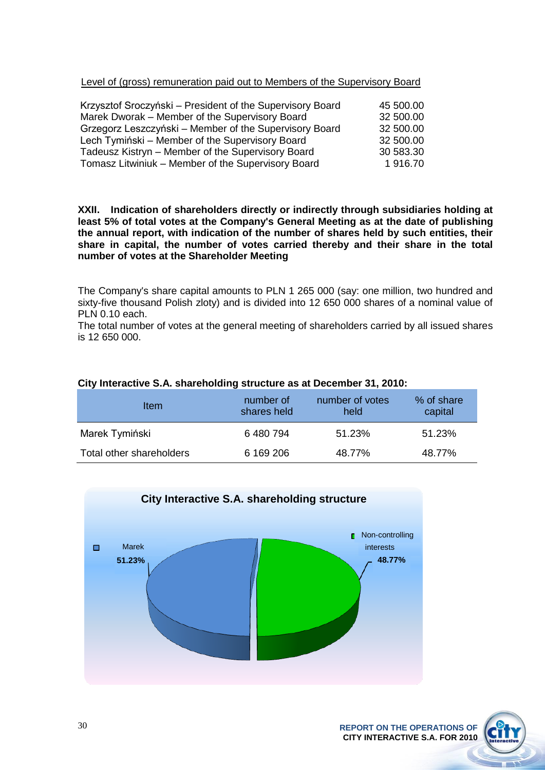Level of (gross) remuneration paid out to Members of the Supervisory Board

| | |
|---|---|
| Krzysztof Sroczyński – President of the Supervisory Board | 45 500.00 |
| Marek Dworak – Member of the Supervisory Board | 32 500.00 |
| Grzegorz Leszczyński – Member of the Supervisory Board | 32 500.00 |
| Lech Tymiński – Member of the Supervisory Board | 32 500.00 |
| Tadeusz Kistryn – Member of the Supervisory Board | 30 583.30 |
| Tomasz Litwiniuk – Member of the Supervisory Board | 1 916.70 |

## XXII. Indication of shareholders directly or indirectly through subsidiaries holding at least 5% of total votes at the Company's General Meeting as at the date of publishing the annual report, with indication of the number of shares held by such entities, their share in capital, the number of votes carried thereby and their share in the total number of votes at the Shareholder Meeting

The Company's share capital amounts to PLN 1 265 000 (say: one million, two hundred and sixty-five thousand Polish zloty) and is divided into 12 650 000 shares of a nominal value of PLN 0.10 each.

The total number of votes at the general meeting of shareholders carried by all issued shares is 12 650 000.

**City Interactive S.A. shareholding structure as at December 31, 2010:**

| Item | number of shares held | number of votes held | % of share capital |
|---|---|---|---|
| Marek Tymiński | 6 480 794 | 51.23% | 51.23% |
| Total other shareholders | 6 169 206 | 48.77% | 48.77% |

**City Interactive S.A. shareholding structure**

Marek 51.23%

Non-controlling interests 48.77%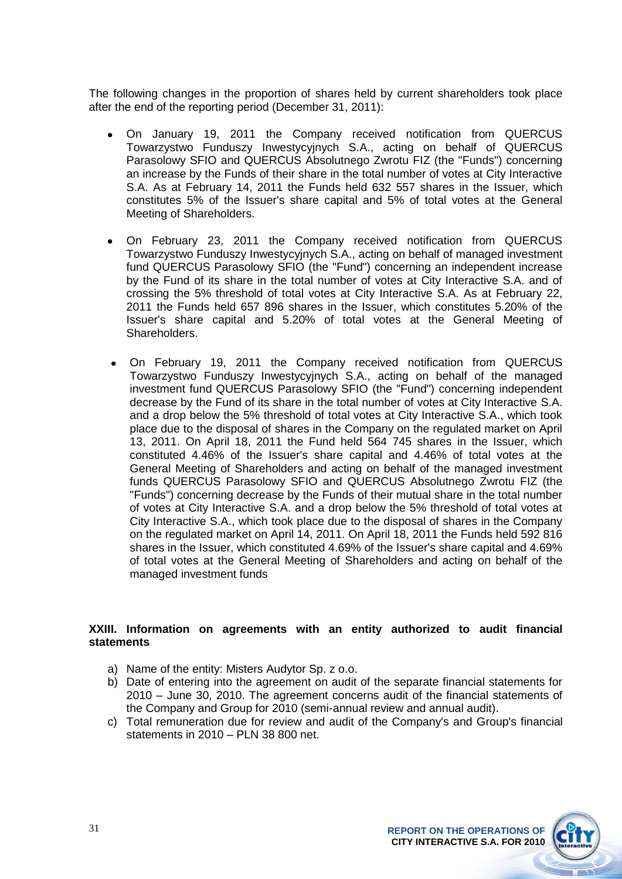The following changes in the proportion of shares held by current shareholders took place after the end of the reporting period (December 31, 2011):

- On January 19, 2011 the Company received notification from QUERCUS Towarzystwo Funduszy Inwestycyjnych S.A., acting on behalf of QUERCUS Parasolowy SFIO and QUERCUS Absolutnego Zwrotu FIZ (the "Funds") concerning an increase by the Funds of their share in the total number of votes at City Interactive S.A. As at February 14, 2011 the Funds held 632 557 shares in the Issuer, which constitutes 5% of the Issuer's share capital and 5% of total votes at the General Meeting of Shareholders.
- On February 23, 2011 the Company received notification from QUERCUS Towarzystwo Funduszy Inwestycyjnych S.A., acting on behalf of managed investment fund QUERCUS Parasolowy SFIO (the "Fund") concerning an independent increase by the Fund of its share in the total number of votes at City Interactive S.A. and of crossing the 5% threshold of total votes at City Interactive S.A. As at February 22, 2011 the Funds held 657 896 shares in the Issuer, which constitutes 5.20% of the Issuer's share capital and 5.20% of total votes at the General Meeting of Shareholders.
- On February 19, 2011 the Company received notification from QUERCUS Towarzystwo Funduszy Inwestycyjnych S.A., acting on behalf of the managed investment fund QUERCUS Parasolowy SFIO (the "Fund") concerning independent decrease by the Fund of its share in the total number of votes at City Interactive S.A. and a drop below the 5% threshold of total votes at City Interactive S.A., which took place due to the disposal of shares in the Company on the regulated market on April 13, 2011. On April 18, 2011 the Fund held 564 745 shares in the Issuer, which constituted 4.46% of the Issuer's share capital and 4.46% of total votes at the General Meeting of Shareholders and acting on behalf of the managed investment funds QUERCUS Parasolowy SFIO and QUERCUS Absolutnego Zwrotu FIZ (the "Funds") concerning decrease by the Funds of their mutual share in the total number of votes at City Interactive S.A. and a drop below the 5% threshold of total votes at City Interactive S.A., which took place due to the disposal of shares in the Company on the regulated market on April 14, 2011. On April 18, 2011 the Funds held 592 816 shares in the Issuer, which constituted 4.69% of the Issuer's share capital and 4.69% of total votes at the General Meeting of Shareholders and acting on behalf of the managed investment funds

## XXIII. Information on agreements with an entity authorized to audit financial statements

a) Name of the entity: Misters Audytor Sp. z o.o.
b) Date of entering into the agreement on audit of the separate financial statements for 2010 – June 30, 2010. The agreement concerns audit of the financial statements of the Company and Group for 2010 (semi-annual review and annual audit).
c) Total remuneration due for review and audit of the Company's and Group's financial statements in 2010 – PLN 38 800 net.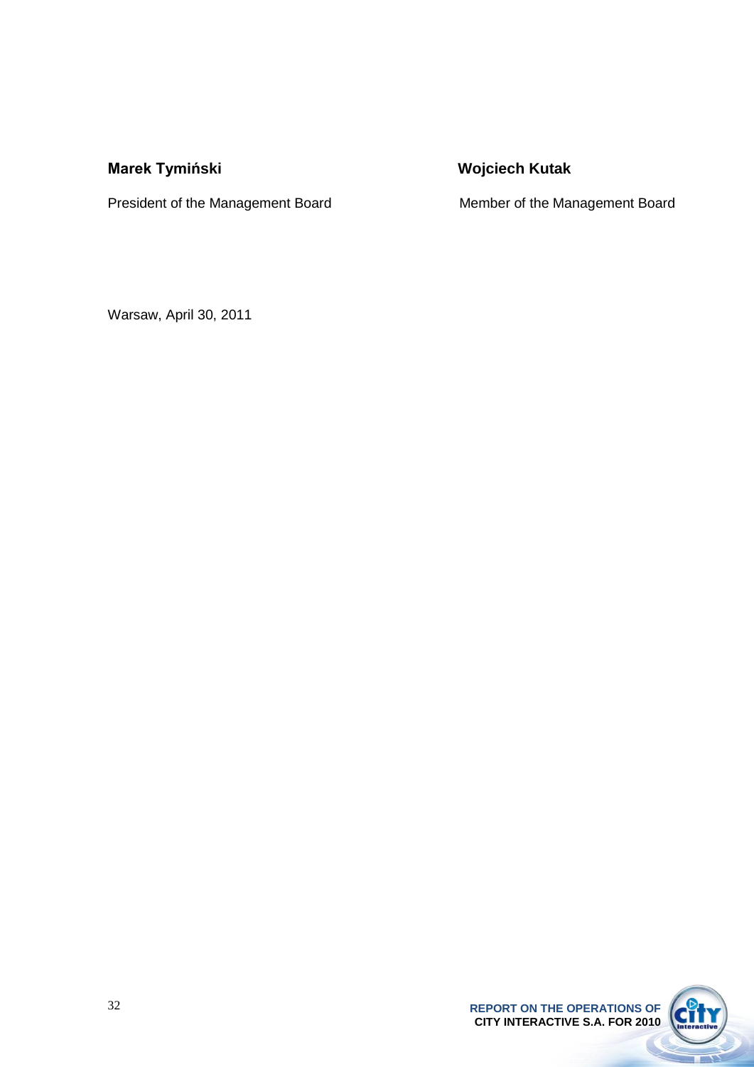**Marek Tymiński**

President of the Management Board

**Wojciech Kutak**

Member of the Management Board

Warsaw, April 30, 2011